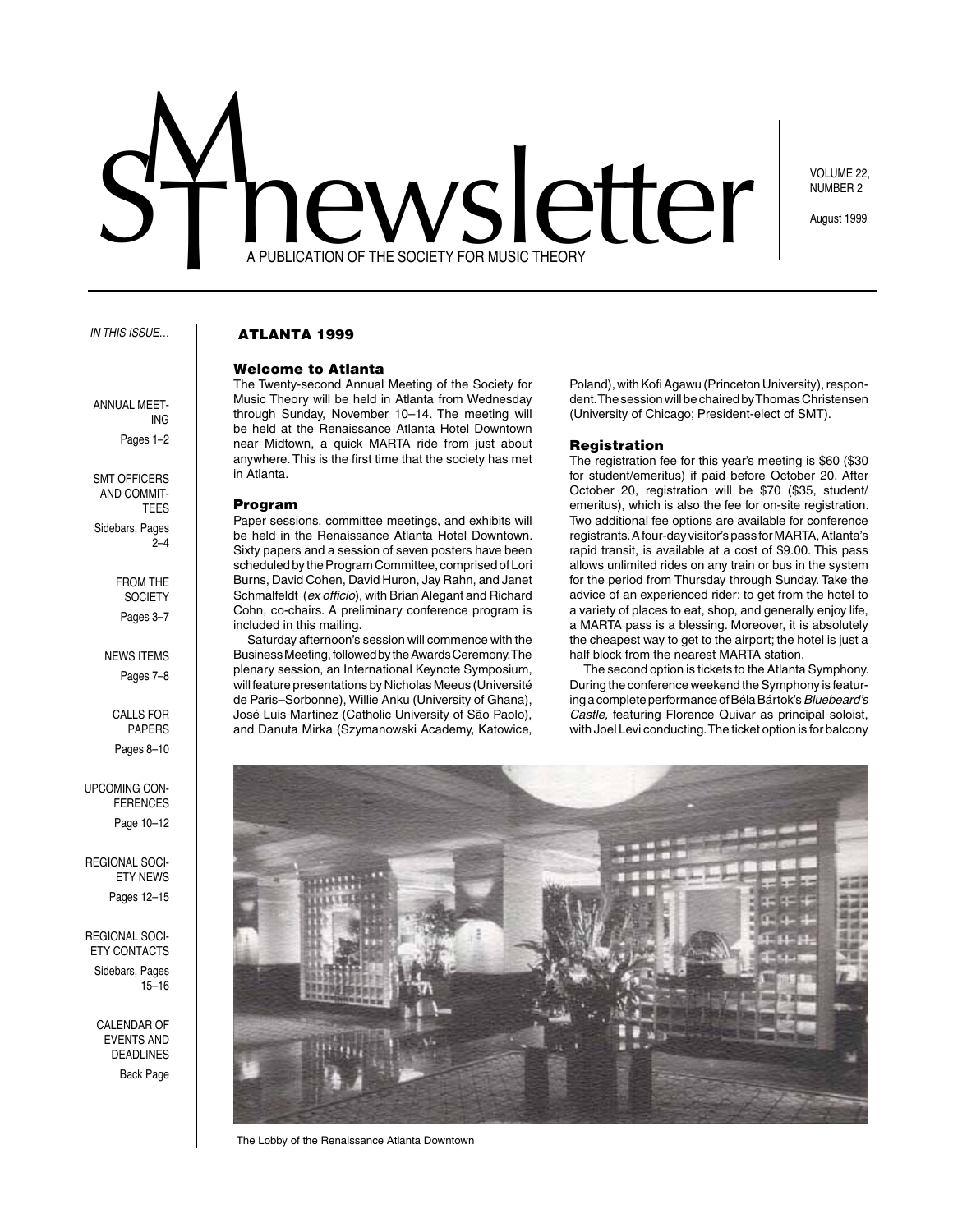# SMT newsletter

A PUBLICATION OF THE SOCIETY FOR MUSIC THEORY

VOLUME 22, NUMBER 2

August 1999

*IN THIS ISSUE…*

- ANNUAL MEETING — Pages 1–2
- SMT OFFICERS AND COMMITTEES — Sidebars, Pages 2–4
- FROM THE SOCIETY — Pages 3–7
- NEWS ITEMS — Pages 7–8
- CALLS FOR PAPERS — Pages 8–10
- UPCOMING CONFERENCES — Page 10–12
- REGIONAL SOCIETY NEWS — Pages 12–15
- REGIONAL SOCIETY CONTACTS — Sidebars, Pages 15–16
- CALENDAR OF EVENTS AND DEADLINES — Back Page

## ATLANTA 1999

### Welcome to Atlanta

The Twenty-second Annual Meeting of the Society for Music Theory will be held in Atlanta from Wednesday through Sunday, November 10–14. The meeting will be held at the Renaissance Atlanta Hotel Downtown near Midtown, a quick MARTA ride from just about anywhere. This is the first time that the society has met in Atlanta.

### Program

Paper sessions, committee meetings, and exhibits will be held in the Renaissance Atlanta Hotel Downtown. Sixty papers and a session of seven posters have been scheduled by the Program Committee, comprised of Lori Burns, David Cohen, David Huron, Jay Rahn, and Janet Schmalfeldt (*ex officio*), with Brian Alegant and Richard Cohn, co-chairs. A preliminary conference program is included in this mailing.

Saturday afternoon's session will commence with the Business Meeting, followed by the Awards Ceremony. The plenary session, an International Keynote Symposium, will feature presentations by Nicholas Meeus (Université de Paris–Sorbonne), Willie Anku (University of Ghana), José Luis Martinez (Catholic University of São Paolo), and Danuta Mirka (Szymanowski Academy, Katowice, Poland), with Kofi Agawu (Princeton University), respondent. The session will be chaired by Thomas Christensen (University of Chicago; President-elect of SMT).

### Registration

The registration fee for this year's meeting is $60 ($30 for student/emeritus) if paid before October 20. After October 20, registration will be $70 ($35, student/emeritus), which is also the fee for on-site registration. Two additional fee options are available for conference registrants. A four-day visitor's pass for MARTA, Atlanta's rapid transit, is available at a cost of $9.00. This pass allows unlimited rides on any train or bus in the system for the period from Thursday through Sunday. Take the advice of an experienced rider: to get from the hotel to a variety of places to eat, shop, and generally enjoy life, a MARTA pass is a blessing. Moreover, it is absolutely the cheapest way to get to the airport; the hotel is just a half block from the nearest MARTA station.

The second option is tickets to the Atlanta Symphony. During the conference weekend the Symphony is featuring a complete performance of Béla Bártok's *Bluebeard's Castle,* featuring Florence Quivar as principal soloist, with Joel Levi conducting. The ticket option is for balcony

The Lobby of the Renaissance Atlanta Downtown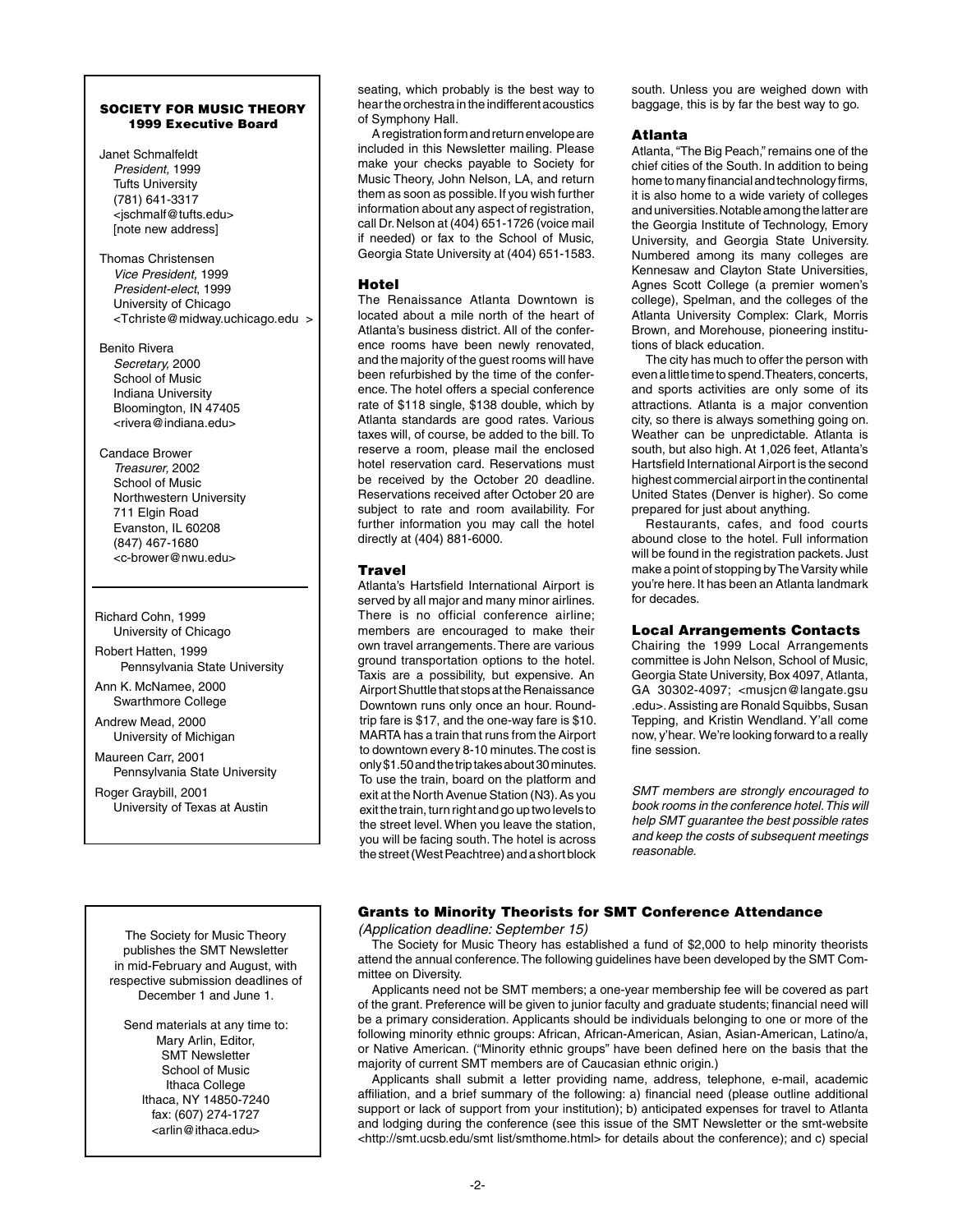**SOCIETY FOR MUSIC THEORY**
**1999 Executive Board**

Janet Schmalfeldt
*President,* 1999
Tufts University
(781) 641-3317
<jschmalf@tufts.edu>
[note new address]

Thomas Christensen
*Vice President,* 1999
*President-elect*, 1999
University of Chicago
<Tchriste@midway.uchicago.edu >

Benito Rivera
*Secretary,* 2000
School of Music
Indiana University
Bloomington, IN 47405
<rivera@indiana.edu>

Candace Brower
*Treasurer,* 2002
School of Music
Northwestern University
711 Elgin Road
Evanston, IL 60208
(847) 467-1680
<c-brower@nwu.edu>

---

Richard Cohn, 1999
University of Chicago

Robert Hatten, 1999
Pennsylvania State University

Ann K. McNamee, 2000
Swarthmore College

Andrew Mead, 2000
University of Michigan

Maureen Carr, 2001
Pennsylvania State University

Roger Graybill, 2001
University of Texas at Austin

seating, which probably is the best way to hear the orchestra in the indifferent acoustics of Symphony Hall.

A registration form and return envelope are included in this Newsletter mailing. Please make your checks payable to Society for Music Theory, John Nelson, LA, and return them as soon as possible. If you wish further information about any aspect of registration, call Dr. Nelson at (404) 651-1726 (voice mail if needed) or fax to the School of Music, Georgia State University at (404) 651-1583.

### Hotel

The Renaissance Atlanta Downtown is located about a mile north of the heart of Atlanta's business district. All of the conference rooms have been newly renovated, and the majority of the guest rooms will have been refurbished by the time of the conference. The hotel offers a special conference rate of $118 single, $138 double, which by Atlanta standards are good rates. Various taxes will, of course, be added to the bill. To reserve a room, please mail the enclosed hotel reservation card. Reservations must be received by the October 20 deadline. Reservations received after October 20 are subject to rate and room availability. For further information you may call the hotel directly at (404) 881-6000.

### Travel

Atlanta's Hartsfield International Airport is served by all major and many minor airlines. There is no official conference airline; members are encouraged to make their own travel arrangements. There are various ground transportation options to the hotel. Taxis are a possibility, but expensive. An Airport Shuttle that stops at the Renaissance Downtown runs only once an hour. Round-trip fare is $17, and the one-way fare is $10. MARTA has a train that runs from the Airport to downtown every 8-10 minutes. The cost is only $1.50 and the trip takes about 30 minutes. To use the train, board on the platform and exit at the North Avenue Station (N3). As you exit the train, turn right and go up two levels to the street level. When you leave the station, you will be facing south. The hotel is across the street (West Peachtree) and a short block south. Unless you are weighed down with baggage, this is by far the best way to go.

### Atlanta

Atlanta, "The Big Peach," remains one of the chief cities of the South. In addition to being home to many financial and technology firms, it is also home to a wide variety of colleges and universities. Notable among the latter are the Georgia Institute of Technology, Emory University, and Georgia State University. Numbered among its many colleges are Kennesaw and Clayton State Universities, Agnes Scott College (a premier women's college), Spelman, and the colleges of the Atlanta University Complex: Clark, Morris Brown, and Morehouse, pioneering institutions of black education.

The city has much to offer the person with even a little time to spend. Theaters, concerts, and sports activities are only some of its attractions. Atlanta is a major convention city, so there is always something going on. Weather can be unpredictable. Atlanta is south, but also high. At 1,026 feet, Atlanta's Hartsfield International Airport is the second highest commercial airport in the continental United States (Denver is higher). So come prepared for just about anything.

Restaurants, cafes, and food courts abound close to the hotel. Full information will be found in the registration packets. Just make a point of stopping by The Varsity while you're here. It has been an Atlanta landmark for decades.

### Local Arrangements Contacts

Chairing the 1999 Local Arrangements committee is John Nelson, School of Music, Georgia State University, Box 4097, Atlanta, GA 30302-4097; <musjcn@langate.gsu .edu>. Assisting are Ronald Squibbs, Susan Tepping, and Kristin Wendland. Y'all come now, y'hear. We're looking forward to a really fine session.

*SMT members are strongly encouraged to book rooms in the conference hotel. This will help SMT guarantee the best possible rates and keep the costs of subsequent meetings reasonable.*

---

The Society for Music Theory publishes the SMT Newsletter in mid-February and August, with respective submission deadlines of December 1 and June 1.

Send materials at any time to:
Mary Arlin, Editor,
SMT Newsletter
School of Music
Ithaca College
Ithaca, NY 14850-7240
fax: (607) 274-1727
<arlin@ithaca.edu>

---

### Grants to Minority Theorists for SMT Conference Attendance

*(Application deadline: September 15)*

The Society for Music Theory has established a fund of $2,000 to help minority theorists attend the annual conference. The following guidelines have been developed by the SMT Committee on Diversity.

Applicants need not be SMT members; a one-year membership fee will be covered as part of the grant. Preference will be given to junior faculty and graduate students; financial need will be a primary consideration. Applicants should be individuals belonging to one or more of the following minority ethnic groups: African, African-American, Asian, Asian-American, Latino/a, or Native American. ("Minority ethnic groups" have been defined here on the basis that the majority of current SMT members are of Caucasian ethnic origin.)

Applicants shall submit a letter providing name, address, telephone, e-mail, academic affiliation, and a brief summary of the following: a) financial need (please outline additional support or lack of support from your institution); b) anticipated expenses for travel to Atlanta and lodging during the conference (see this issue of the SMT Newsletter or the smt-website <http://smt.ucsb.edu/smt list/smthome.html> for details about the conference); and c) special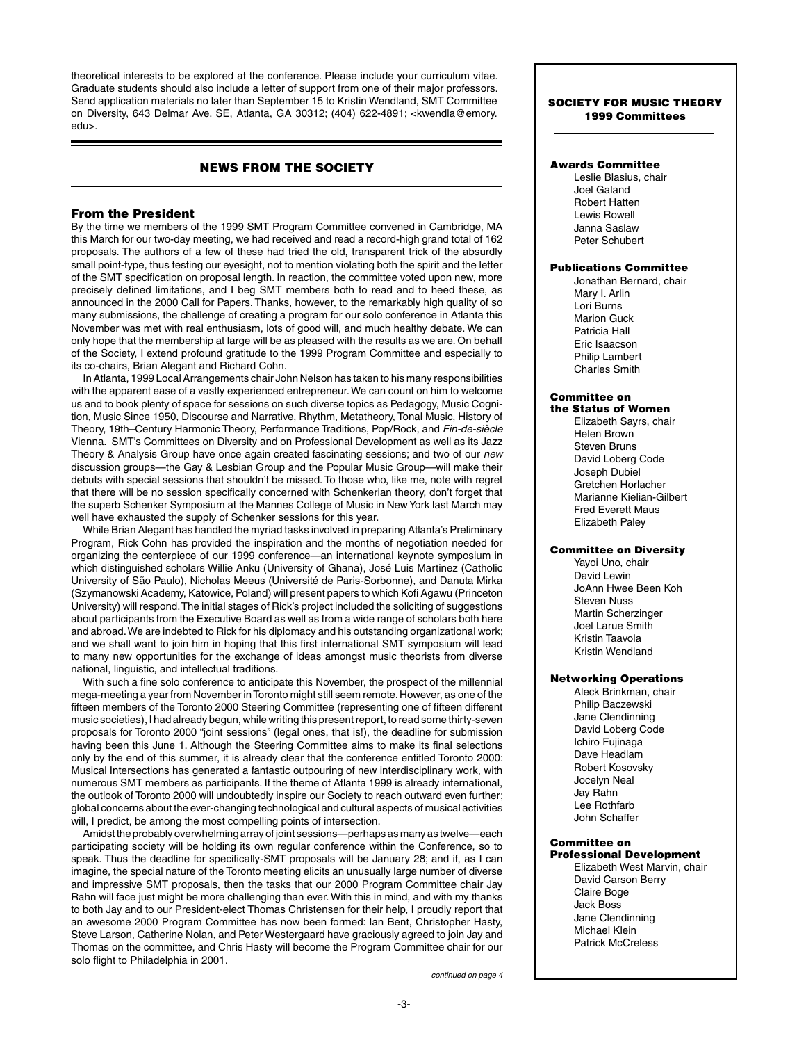theoretical interests to be explored at the conference. Please include your curriculum vitae. Graduate students should also include a letter of support from one of their major professors. Send application materials no later than September 15 to Kristin Wendland, SMT Committee on Diversity, 643 Delmar Ave. SE, Atlanta, GA 30312; (404) 622-4891; <kwendla@emory.edu>.

## NEWS FROM THE SOCIETY

### From the President

By the time we members of the 1999 SMT Program Committee convened in Cambridge, MA this March for our two-day meeting, we had received and read a record-high grand total of 162 proposals. The authors of a few of these had tried the old, transparent trick of the absurdly small point-type, thus testing our eyesight, not to mention violating both the spirit and the letter of the SMT specification on proposal length. In reaction, the committee voted upon new, more precisely defined limitations, and I beg SMT members both to read and to heed these, as announced in the 2000 Call for Papers. Thanks, however, to the remarkably high quality of so many submissions, the challenge of creating a program for our solo conference in Atlanta this November was met with real enthusiasm, lots of good will, and much healthy debate. We can only hope that the membership at large will be as pleased with the results as we are. On behalf of the Society, I extend profound gratitude to the 1999 Program Committee and especially to its co-chairs, Brian Alegant and Richard Cohn.

In Atlanta, 1999 Local Arrangements chair John Nelson has taken to his many responsibilities with the apparent ease of a vastly experienced entrepreneur. We can count on him to welcome us and to book plenty of space for sessions on such diverse topics as Pedagogy, Music Cognition, Music Since 1950, Discourse and Narrative, Rhythm, Metatheory, Tonal Music, History of Theory, 19th–Century Harmonic Theory, Performance Traditions, Pop/Rock, and *Fin-de-siècle* Vienna. SMT's Committees on Diversity and on Professional Development as well as its Jazz Theory & Analysis Group have once again created fascinating sessions; and two of our *new* discussion groups—the Gay & Lesbian Group and the Popular Music Group—will make their debuts with special sessions that shouldn't be missed. To those who, like me, note with regret that there will be no session specifically concerned with Schenkerian theory, don't forget that the superb Schenker Symposium at the Mannes College of Music in New York last March may well have exhausted the supply of Schenker sessions for this year.

While Brian Alegant has handled the myriad tasks involved in preparing Atlanta's Preliminary Program, Rick Cohn has provided the inspiration and the months of negotiation needed for organizing the centerpiece of our 1999 conference—an international keynote symposium in which distinguished scholars Willie Anku (University of Ghana), José Luis Martinez (Catholic University of São Paulo), Nicholas Meeus (Université de Paris-Sorbonne), and Danuta Mirka (Szymanowski Academy, Katowice, Poland) will present papers to which Kofi Agawu (Princeton University) will respond. The initial stages of Rick's project included the soliciting of suggestions about participants from the Executive Board as well as from a wide range of scholars both here and abroad. We are indebted to Rick for his diplomacy and his outstanding organizational work; and we shall want to join him in hoping that this first international SMT symposium will lead to many new opportunities for the exchange of ideas amongst music theorists from diverse national, linguistic, and intellectual traditions.

With such a fine solo conference to anticipate this November, the prospect of the millennial mega-meeting a year from November in Toronto might still seem remote. However, as one of the fifteen members of the Toronto 2000 Steering Committee (representing one of fifteen different music societies), I had already begun, while writing this present report, to read some thirty-seven proposals for Toronto 2000 "joint sessions" (legal ones, that is!), the deadline for submission having been this June 1. Although the Steering Committee aims to make its final selections only by the end of this summer, it is already clear that the conference entitled Toronto 2000: Musical Intersections has generated a fantastic outpouring of new interdisciplinary work, with numerous SMT members as participants. If the theme of Atlanta 1999 is already international, the outlook of Toronto 2000 will undoubtedly inspire our Society to reach outward even further; global concerns about the ever-changing technological and cultural aspects of musical activities will, I predict, be among the most compelling points of intersection.

Amidst the probably overwhelming array of joint sessions—perhaps as many as twelve—each participating society will be holding its own regular conference within the Conference, so to speak. Thus the deadline for specifically-SMT proposals will be January 28; and if, as I can imagine, the special nature of the Toronto meeting elicits an unusually large number of diverse and impressive SMT proposals, then the tasks that our 2000 Program Committee chair Jay Rahn will face just might be more challenging than ever. With this in mind, and with my thanks to both Jay and to our President-elect Thomas Christensen for their help, I proudly report that an awesome 2000 Program Committee has now been formed: Ian Bent, Christopher Hasty, Steve Larson, Catherine Nolan, and Peter Westergaard have graciously agreed to join Jay and Thomas on the committee, and Chris Hasty will become the Program Committee chair for our solo flight to Philadelphia in 2001.

*continued on page 4*

---

### SOCIETY FOR MUSIC THEORY 1999 Committees

**Awards Committee**
Leslie Blasius, chair
Joel Galand
Robert Hatten
Lewis Rowell
Janna Saslaw
Peter Schubert

**Publications Committee**
Jonathan Bernard, chair
Mary I. Arlin
Lori Burns
Marion Guck
Patricia Hall
Eric Isaacson
Philip Lambert
Charles Smith

**Committee on the Status of Women**
Elizabeth Sayrs, chair
Helen Brown
Steven Bruns
David Loberg Code
Joseph Dubiel
Gretchen Horlacher
Marianne Kielian-Gilbert
Fred Everett Maus
Elizabeth Paley

**Committee on Diversity**
Yayoi Uno, chair
David Lewin
JoAnn Hwee Been Koh
Steven Nuss
Martin Scherzinger
Joel Larue Smith
Kristin Taavola
Kristin Wendland

**Networking Operations**
Aleck Brinkman, chair
Philip Baczewski
Jane Clendinning
David Loberg Code
Ichiro Fujinaga
Dave Headlam
Robert Kosovsky
Jocelyn Neal
Jay Rahn
Lee Rothfarb
John Schaffer

**Committee on Professional Development**
Elizabeth West Marvin, chair
David Carson Berry
Claire Boge
Jack Boss
Jane Clendinning
Michael Klein
Patrick McCreless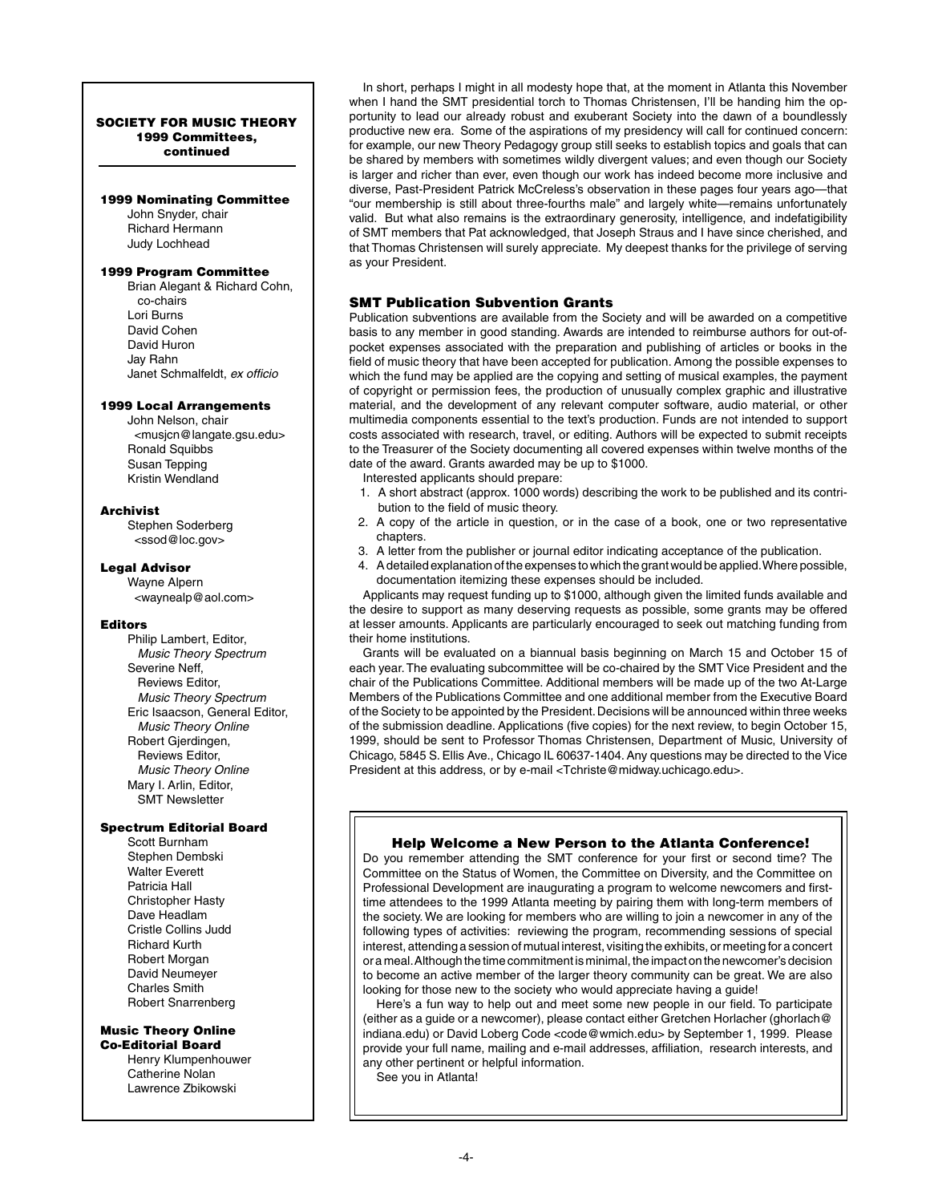**SOCIETY FOR MUSIC THEORY**
**1999 Committees, continued**

**1999 Nominating Committee**
John Snyder, chair
Richard Hermann
Judy Lochhead

**1999 Program Committee**
Brian Alegant & Richard Cohn, co-chairs
Lori Burns
David Cohen
David Huron
Jay Rahn
Janet Schmalfeldt, *ex officio*

**1999 Local Arrangements**
John Nelson, chair <musjcn@langate.gsu.edu>
Ronald Squibbs
Susan Tepping
Kristin Wendland

**Archivist**
Stephen Soderberg <ssod@loc.gov>

**Legal Advisor**
Wayne Alpern <waynealp@aol.com>

**Editors**
Philip Lambert, Editor, *Music Theory Spectrum*
Severine Neff, Reviews Editor, *Music Theory Spectrum*
Eric Isaacson, General Editor, *Music Theory Online*
Robert Gjerdingen, Reviews Editor, *Music Theory Online*
Mary I. Arlin, Editor, SMT Newsletter

**Spectrum Editorial Board**
Scott Burnham
Stephen Dembski
Walter Everett
Patricia Hall
Christopher Hasty
Dave Headlam
Cristle Collins Judd
Richard Kurth
Robert Morgan
David Neumeyer
Charles Smith
Robert Snarrenberg

**Music Theory Online Co-Editorial Board**
Henry Klumpenhouwer
Catherine Nolan
Lawrence Zbikowski

In short, perhaps I might in all modesty hope that, at the moment in Atlanta this November when I hand the SMT presidential torch to Thomas Christensen, I'll be handing him the opportunity to lead our already robust and exuberant Society into the dawn of a boundlessly productive new era. Some of the aspirations of my presidency will call for continued concern: for example, our new Theory Pedagogy group still seeks to establish topics and goals that can be shared by members with sometimes wildly divergent values; and even though our Society is larger and richer than ever, even though our work has indeed become more inclusive and diverse, Past-President Patrick McCreless's observation in these pages four years ago—that "our membership is still about three-fourths male" and largely white—remains unfortunately valid. But what also remains is the extraordinary generosity, intelligence, and indefatigibility of SMT members that Pat acknowledged, that Joseph Straus and I have since cherished, and that Thomas Christensen will surely appreciate. My deepest thanks for the privilege of serving as your President.

## SMT Publication Subvention Grants

Publication subventions are available from the Society and will be awarded on a competitive basis to any member in good standing. Awards are intended to reimburse authors for out-of-pocket expenses associated with the preparation and publishing of articles or books in the field of music theory that have been accepted for publication. Among the possible expenses to which the fund may be applied are the copying and setting of musical examples, the payment of copyright or permission fees, the production of unusually complex graphic and illustrative material, and the development of any relevant computer software, audio material, or other multimedia components essential to the text's production. Funds are not intended to support costs associated with research, travel, or editing. Authors will be expected to submit receipts to the Treasurer of the Society documenting all covered expenses within twelve months of the date of the award. Grants awarded may be up to $1000.

Interested applicants should prepare:

1. A short abstract (approx. 1000 words) describing the work to be published and its contribution to the field of music theory.
2. A copy of the article in question, or in the case of a book, one or two representative chapters.
3. A letter from the publisher or journal editor indicating acceptance of the publication.
4. A detailed explanation of the expenses to which the grant would be applied. Where possible, documentation itemizing these expenses should be included.

Applicants may request funding up to $1000, although given the limited funds available and the desire to support as many deserving requests as possible, some grants may be offered at lesser amounts. Applicants are particularly encouraged to seek out matching funding from their home institutions.

Grants will be evaluated on a biannual basis beginning on March 15 and October 15 of each year. The evaluating subcommittee will be co-chaired by the SMT Vice President and the chair of the Publications Committee. Additional members will be made up of the two At-Large Members of the Publications Committee and one additional member from the Executive Board of the Society to be appointed by the President. Decisions will be announced within three weeks of the submission deadline. Applications (five copies) for the next review, to begin October 15, 1999, should be sent to Professor Thomas Christensen, Department of Music, University of Chicago, 5845 S. Ellis Ave., Chicago IL 60637-1404. Any questions may be directed to the Vice President at this address, or by e-mail <Tchriste@midway.uchicago.edu>.

## Help Welcome a New Person to the Atlanta Conference!

Do you remember attending the SMT conference for your first or second time? The Committee on the Status of Women, the Committee on Diversity, and the Committee on Professional Development are inaugurating a program to welcome newcomers and first-time attendees to the 1999 Atlanta meeting by pairing them with long-term members of the society. We are looking for members who are willing to join a newcomer in any of the following types of activities: reviewing the program, recommending sessions of special interest, attending a session of mutual interest, visiting the exhibits, or meeting for a concert or a meal. Although the time commitment is minimal, the impact on the newcomer's decision to become an active member of the larger theory community can be great. We are also looking for those new to the society who would appreciate having a guide!

Here's a fun way to help out and meet some new people in our field. To participate (either as a guide or a newcomer), please contact either Gretchen Horlacher (ghorlach@indiana.edu) or David Loberg Code <code@wmich.edu> by September 1, 1999. Please provide your full name, mailing and e-mail addresses, affiliation, research interests, and any other pertinent or helpful information.

See you in Atlanta!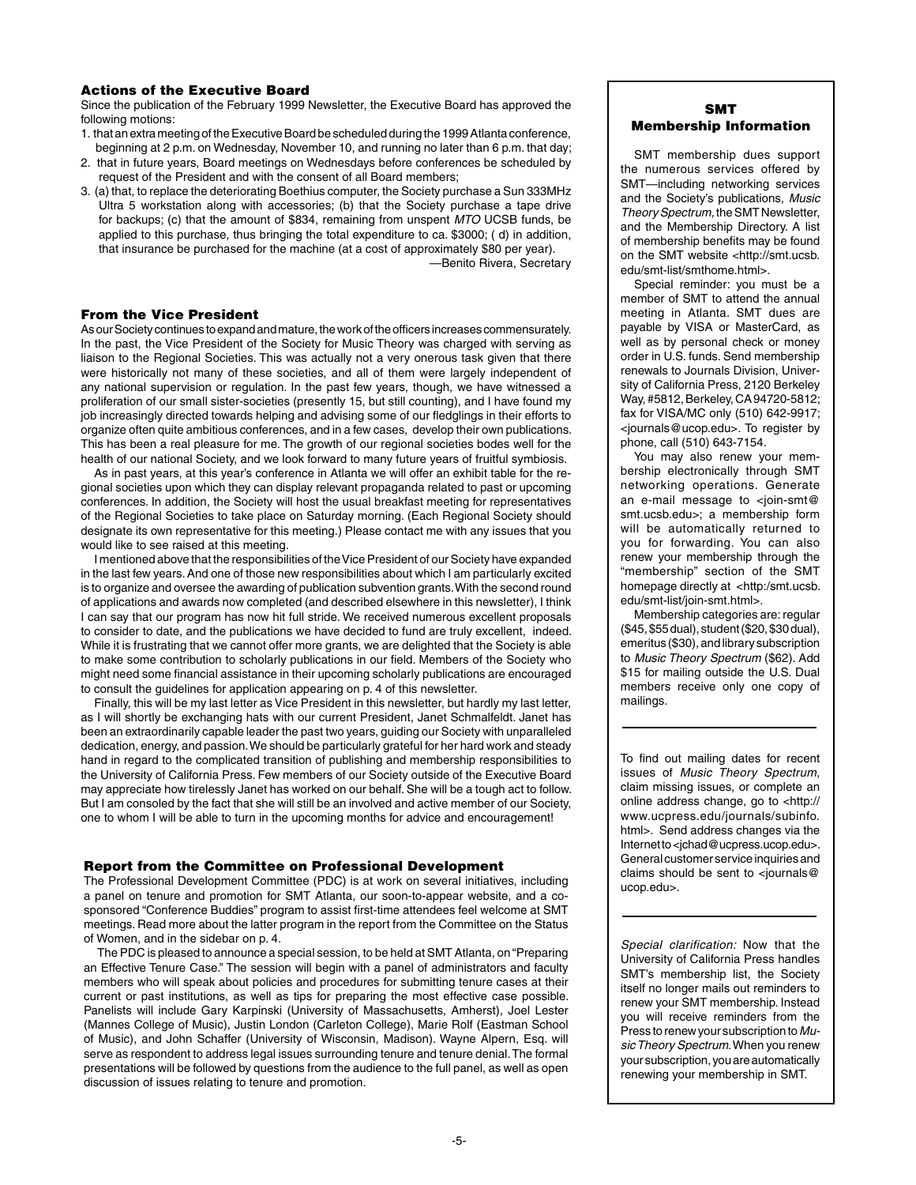### Actions of the Executive Board

Since the publication of the February 1999 Newsletter, the Executive Board has approved the following motions:

1. that an extra meeting of the Executive Board be scheduled during the 1999 Atlanta conference, beginning at 2 p.m. on Wednesday, November 10, and running no later than 6 p.m. that day;
2. that in future years, Board meetings on Wednesdays before conferences be scheduled by request of the President and with the consent of all Board members;
3. (a) that, to replace the deteriorating Boethius computer, the Society purchase a Sun 333MHz Ultra 5 workstation along with accessories; (b) that the Society purchase a tape drive for backups; (c) that the amount of $834, remaining from unspent *MTO* UCSB funds, be applied to this purchase, thus bringing the total expenditure to ca. $3000; ( d) in addition, that insurance be purchased for the machine (at a cost of approximately $80 per year).

—Benito Rivera, Secretary

### From the Vice President

As our Society continues to expand and mature, the work of the officers increases commensurately. In the past, the Vice President of the Society for Music Theory was charged with serving as liaison to the Regional Societies. This was actually not a very onerous task given that there were historically not many of these societies, and all of them were largely independent of any national supervision or regulation. In the past few years, though, we have witnessed a proliferation of our small sister-societies (presently 15, but still counting), and I have found my job increasingly directed towards helping and advising some of our fledglings in their efforts to organize often quite ambitious conferences, and in a few cases, develop their own publications. This has been a real pleasure for me. The growth of our regional societies bodes well for the health of our national Society, and we look forward to many future years of fruitful symbiosis.

As in past years, at this year's conference in Atlanta we will offer an exhibit table for the regional societies upon which they can display relevant propaganda related to past or upcoming conferences. In addition, the Society will host the usual breakfast meeting for representatives of the Regional Societies to take place on Saturday morning. (Each Regional Society should designate its own representative for this meeting.) Please contact me with any issues that you would like to see raised at this meeting.

I mentioned above that the responsibilities of the Vice President of our Society have expanded in the last few years. And one of those new responsibilities about which I am particularly excited is to organize and oversee the awarding of publication subvention grants. With the second round of applications and awards now completed (and described elsewhere in this newsletter), I think I can say that our program has now hit full stride. We received numerous excellent proposals to consider to date, and the publications we have decided to fund are truly excellent, indeed. While it is frustrating that we cannot offer more grants, we are delighted that the Society is able to make some contribution to scholarly publications in our field. Members of the Society who might need some financial assistance in their upcoming scholarly publications are encouraged to consult the guidelines for application appearing on p. 4 of this newsletter.

Finally, this will be my last letter as Vice President in this newsletter, but hardly my last letter, as I will shortly be exchanging hats with our current President, Janet Schmalfeldt. Janet has been an extraordinarily capable leader the past two years, guiding our Society with unparalleled dedication, energy, and passion. We should be particularly grateful for her hard work and steady hand in regard to the complicated transition of publishing and membership responsibilities to the University of California Press. Few members of our Society outside of the Executive Board may appreciate how tirelessly Janet has worked on our behalf. She will be a tough act to follow. But I am consoled by the fact that she will still be an involved and active member of our Society, one to whom I will be able to turn in the upcoming months for advice and encouragement!

### Report from the Committee on Professional Development

The Professional Development Committee (PDC) is at work on several initiatives, including a panel on tenure and promotion for SMT Atlanta, our soon-to-appear website, and a co-sponsored "Conference Buddies" program to assist first-time attendees feel welcome at SMT meetings. Read more about the latter program in the report from the Committee on the Status of Women, and in the sidebar on p. 4.

The PDC is pleased to announce a special session, to be held at SMT Atlanta, on "Preparing an Effective Tenure Case." The session will begin with a panel of administrators and faculty members who will speak about policies and procedures for submitting tenure cases at their current or past institutions, as well as tips for preparing the most effective case possible. Panelists will include Gary Karpinski (University of Massachusetts, Amherst), Joel Lester (Mannes College of Music), Justin London (Carleton College), Marie Rolf (Eastman School of Music), and John Schaffer (University of Wisconsin, Madison). Wayne Alpern, Esq. will serve as respondent to address legal issues surrounding tenure and tenure denial. The formal presentations will be followed by questions from the audience to the full panel, as well as open discussion of issues relating to tenure and promotion.

### SMT Membership Information

SMT membership dues support the numerous services offered by SMT—including networking services and the Society's publications, *Music Theory Spectrum,* the SMT Newsletter, and the Membership Directory. A list of membership benefits may be found on the SMT website <http://smt.ucsb.edu/smt-list/smthome.html>.

Special reminder: you must be a member of SMT to attend the annual meeting in Atlanta. SMT dues are payable by VISA or MasterCard, as well as by personal check or money order in U.S. funds. Send membership renewals to Journals Division, University of California Press, 2120 Berkeley Way, #5812, Berkeley, CA 94720-5812; fax for VISA/MC only (510) 642-9917; <journals@ucop.edu>. To register by phone, call (510) 643-7154.

You may also renew your membership electronically through SMT networking operations. Generate an e-mail message to <join-smt@smt.ucsb.edu>; a membership form will be automatically returned to you for forwarding. You can also renew your membership through the "membership" section of the SMT homepage directly at <http:/smt.ucsb.edu/smt-list/join-smt.html>.

Membership categories are: regular ($45, $55 dual), student ($20, $30 dual), emeritus ($30), and library subscription to *Music Theory Spectrum* ($62). Add $15 for mailing outside the U.S. Dual members receive only one copy of mailings.

---

To find out mailing dates for recent issues of *Music Theory Spectrum*, claim missing issues, or complete an online address change, go to <http://www.ucpress.edu/journals/subinfo.html>. Send address changes via the Internet to <jchad@ucpress.ucop.edu>. General customer service inquiries and claims should be sent to <journals@ucop.edu>.

---

*Special clarification:* Now that the University of California Press handles SMT's membership list, the Society itself no longer mails out reminders to renew your SMT membership. Instead you will receive reminders from the Press to renew your subscription to *Music Theory Spectrum.* When you renew your subscription, you are automatically renewing your membership in SMT.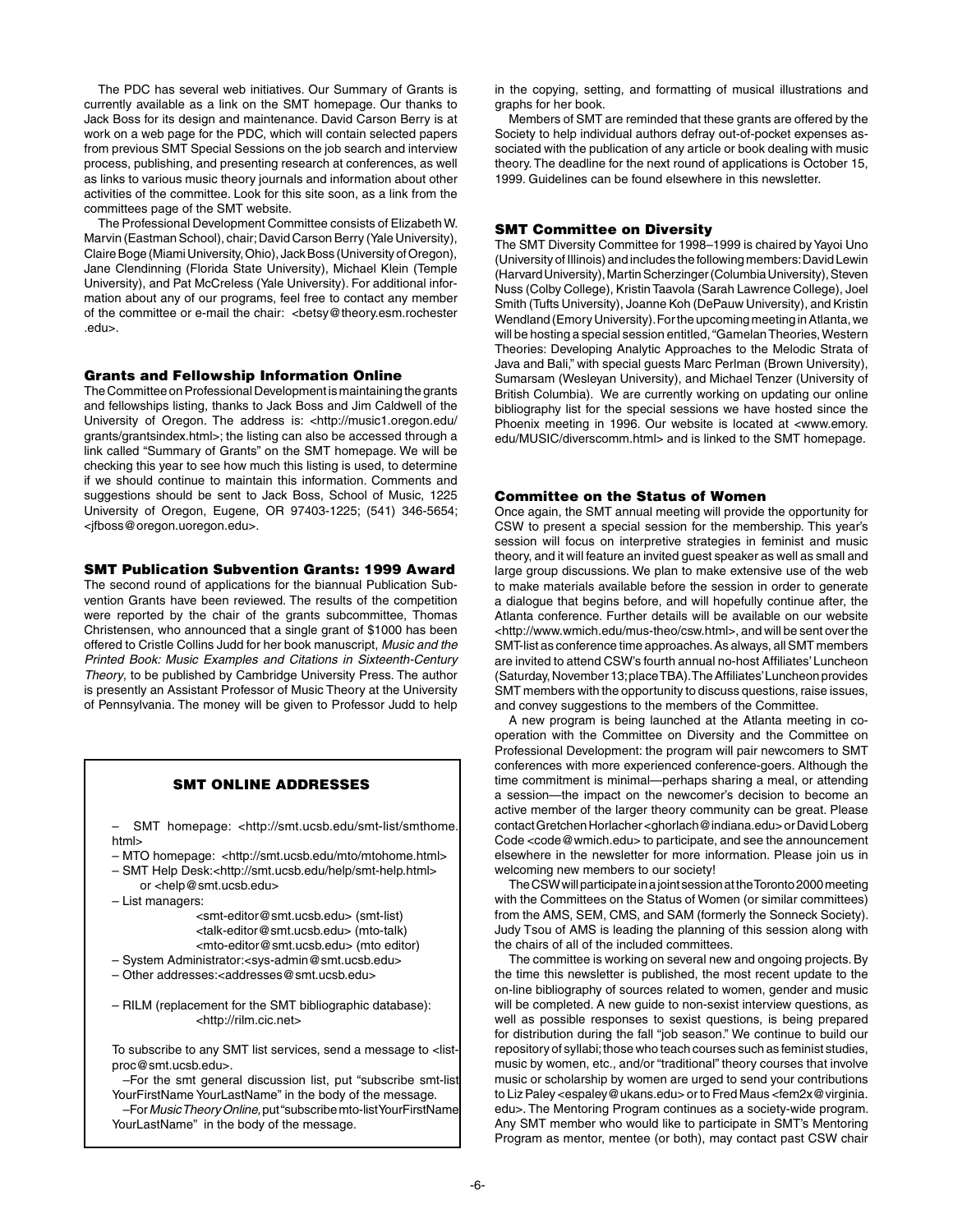The PDC has several web initiatives. Our Summary of Grants is currently available as a link on the SMT homepage. Our thanks to Jack Boss for its design and maintenance. David Carson Berry is at work on a web page for the PDC, which will contain selected papers from previous SMT Special Sessions on the job search and interview process, publishing, and presenting research at conferences, as well as links to various music theory journals and information about other activities of the committee. Look for this site soon, as a link from the committees page of the SMT website.

The Professional Development Committee consists of Elizabeth W. Marvin (Eastman School), chair; David Carson Berry (Yale University), Claire Boge (Miami University, Ohio), Jack Boss (University of Oregon), Jane Clendinning (Florida State University), Michael Klein (Temple University), and Pat McCreless (Yale University). For additional information about any of our programs, feel free to contact any member of the committee or e-mail the chair: <betsy@theory.esm.rochester.edu>.

## Grants and Fellowship Information Online

The Committee on Professional Development is maintaining the grants and fellowships listing, thanks to Jack Boss and Jim Caldwell of the University of Oregon. The address is: <http://music1.oregon.edu/grants/grantsindex.html>; the listing can also be accessed through a link called "Summary of Grants" on the SMT homepage. We will be checking this year to see how much this listing is used, to determine if we should continue to maintain this information. Comments and suggestions should be sent to Jack Boss, School of Music, 1225 University of Oregon, Eugene, OR 97403-1225; (541) 346-5654; <jfboss@oregon.uoregon.edu>.

## SMT Publication Subvention Grants: 1999 Award

The second round of applications for the biannual Publication Subvention Grants have been reviewed. The results of the competition were reported by the chair of the grants subcommittee, Thomas Christensen, who announced that a single grant of $1000 has been offered to Cristle Collins Judd for her book manuscript, *Music and the Printed Book: Music Examples and Citations in Sixteenth-Century Theory*, to be published by Cambridge University Press. The author is presently an Assistant Professor of Music Theory at the University of Pennsylvania. The money will be given to Professor Judd to help in the copying, setting, and formatting of musical illustrations and graphs for her book.

Members of SMT are reminded that these grants are offered by the Society to help individual authors defray out-of-pocket expenses associated with the publication of any article or book dealing with music theory. The deadline for the next round of applications is October 15, 1999. Guidelines can be found elsewhere in this newsletter.

### SMT ONLINE ADDRESSES

- SMT homepage: <http://smt.ucsb.edu/smt-list/smthome.html>
- MTO homepage: <http://smt.ucsb.edu/mto/mtohome.html>
- SMT Help Desk: <http://smt.ucsb.edu/help/smt-help.html> or <help@smt.ucsb.edu>
- List managers:
  - <smt-editor@smt.ucsb.edu> (smt-list)
  - <talk-editor@smt.ucsb.edu> (mto-talk)
  - <mto-editor@smt.ucsb.edu> (mto editor)
- System Administrator: <sys-admin@smt.ucsb.edu>
- Other addresses: <addresses@smt.ucsb.edu>

- RILM (replacement for the SMT bibliographic database): <http://rilm.cic.net>

To subscribe to any SMT list services, send a message to <listproc@smt.ucsb.edu>.

–For the smt general discussion list, put "subscribe smt-list YourFirstName YourLastName" in the body of the message.

–For *Music Theory Online*, put "subscribe mto-list YourFirstName YourLastName" in the body of the message.

## SMT Committee on Diversity

The SMT Diversity Committee for 1998–1999 is chaired by Yayoi Uno (University of Illinois) and includes the following members: David Lewin (Harvard University), Martin Scherzinger (Columbia University), Steven Nuss (Colby College), Kristin Taavola (Sarah Lawrence College), Joel Smith (Tufts University), Joanne Koh (DePauw University), and Kristin Wendland (Emory University). For the upcoming meeting in Atlanta, we will be hosting a special session entitled, "Gamelan Theories, Western Theories: Developing Analytic Approaches to the Melodic Strata of Java and Bali," with special guests Marc Perlman (Brown University), Sumarsam (Wesleyan University), and Michael Tenzer (University of British Columbia). We are currently working on updating our online bibliography list for the special sessions we have hosted since the Phoenix meeting in 1996. Our website is located at <www.emory.edu/MUSIC/diverscomm.html> and is linked to the SMT homepage.

## Committee on the Status of Women

Once again, the SMT annual meeting will provide the opportunity for CSW to present a special session for the membership. This year's session will focus on interpretive strategies in feminist and music theory, and it will feature an invited guest speaker as well as small and large group discussions. We plan to make extensive use of the web to make materials available before the session in order to generate a dialogue that begins before, and will hopefully continue after, the Atlanta conference. Further details will be available on our website <http://www.wmich.edu/mus-theo/csw.html>, and will be sent over the SMT-list as conference time approaches. As always, all SMT members are invited to attend CSW's fourth annual no-host Affiliates' Luncheon (Saturday, November 13; place TBA). The Affiliates' Luncheon provides SMT members with the opportunity to discuss questions, raise issues, and convey suggestions to the members of the Committee.

A new program is being launched at the Atlanta meeting in cooperation with the Committee on Diversity and the Committee on Professional Development: the program will pair newcomers to SMT conferences with more experienced conference-goers. Although the time commitment is minimal—perhaps sharing a meal, or attending a session—the impact on the newcomer's decision to become an active member of the larger theory community can be great. Please contact Gretchen Horlacher <ghorlach@indiana.edu> or David Loberg Code <code@wmich.edu> to participate, and see the announcement elsewhere in the newsletter for more information. Please join us in welcoming new members to our society!

The CSW will participate in a joint session at the Toronto 2000 meeting with the Committees on the Status of Women (or similar committees) from the AMS, SEM, CMS, and SAM (formerly the Sonneck Society). Judy Tsou of AMS is leading the planning of this session along with the chairs of all of the included committees.

The committee is working on several new and ongoing projects. By the time this newsletter is published, the most recent update to the on-line bibliography of sources related to women, gender and music will be completed. A new guide to non-sexist interview questions, as well as possible responses to sexist questions, is being prepared for distribution during the fall "job season." We continue to build our repository of syllabi; those who teach courses such as feminist studies, music by women, etc., and/or "traditional" theory courses that involve music or scholarship by women are urged to send your contributions to Liz Paley <espaley@ukans.edu> or to Fred Maus <fem2x@virginia.edu>. The Mentoring Program continues as a society-wide program. Any SMT member who would like to participate in SMT's Mentoring Program as mentor, mentee (or both), may contact past CSW chair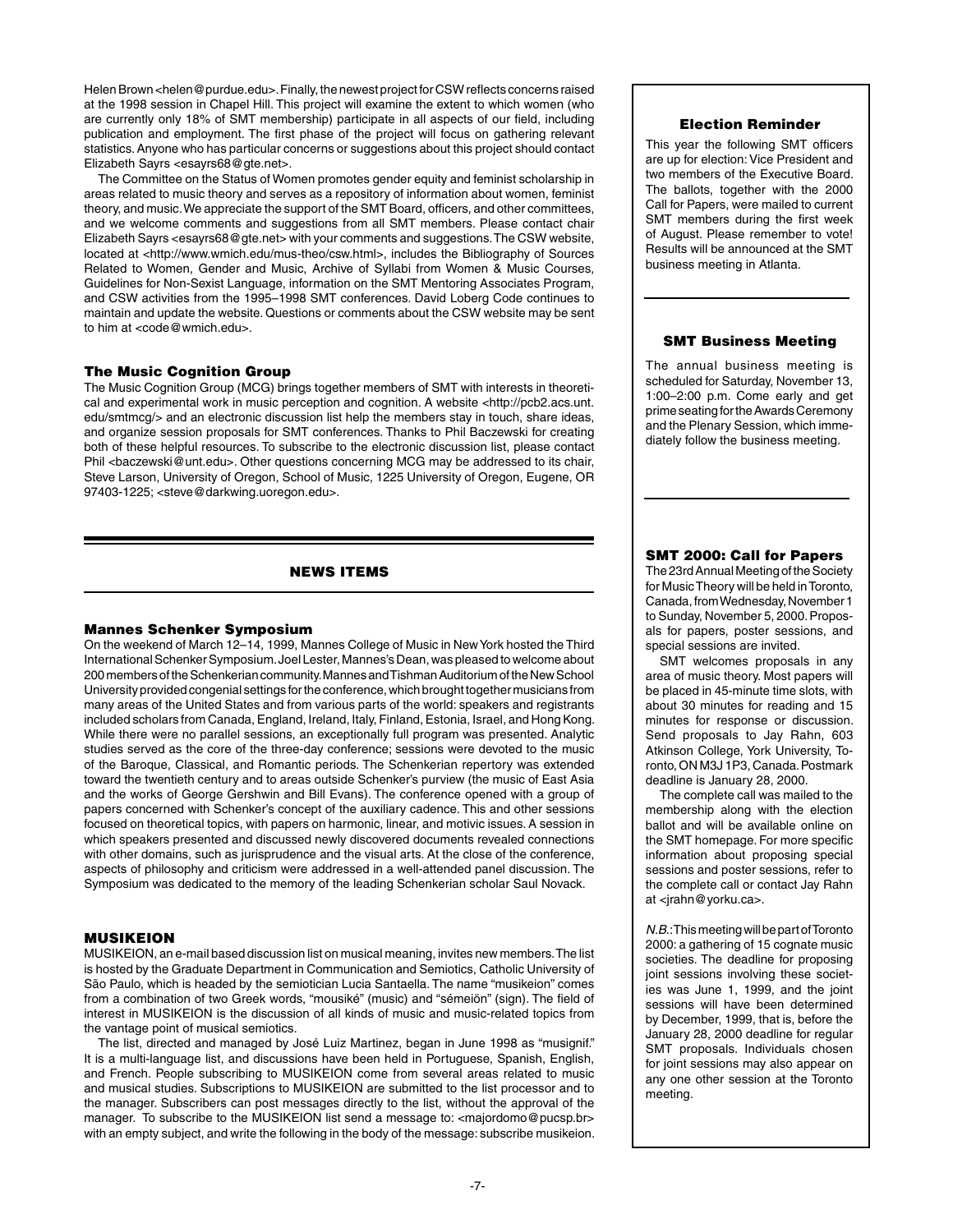Helen Brown <helen@purdue.edu>. Finally, the newest project for CSW reflects concerns raised at the 1998 session in Chapel Hill. This project will examine the extent to which women (who are currently only 18% of SMT membership) participate in all aspects of our field, including publication and employment. The first phase of the project will focus on gathering relevant statistics. Anyone who has particular concerns or suggestions about this project should contact Elizabeth Sayrs <esayrs68@gte.net>.

The Committee on the Status of Women promotes gender equity and feminist scholarship in areas related to music theory and serves as a repository of information about women, feminist theory, and music. We appreciate the support of the SMT Board, officers, and other committees, and we welcome comments and suggestions from all SMT members. Please contact chair Elizabeth Sayrs <esayrs68@gte.net> with your comments and suggestions. The CSW website, located at <http://www.wmich.edu/mus-theo/csw.html>, includes the Bibliography of Sources Related to Women, Gender and Music, Archive of Syllabi from Women & Music Courses, Guidelines for Non-Sexist Language, information on the SMT Mentoring Associates Program, and CSW activities from the 1995–1998 SMT conferences. David Loberg Code continues to maintain and update the website. Questions or comments about the CSW website may be sent to him at <code@wmich.edu>.

### The Music Cognition Group

The Music Cognition Group (MCG) brings together members of SMT with interests in theoretical and experimental work in music perception and cognition. A website <http://pcb2.acs.unt.edu/smtmcg/> and an electronic discussion list help the members stay in touch, share ideas, and organize session proposals for SMT conferences. Thanks to Phil Baczewski for creating both of these helpful resources. To subscribe to the electronic discussion list, please contact Phil <baczewski@unt.edu>. Other questions concerning MCG may be addressed to its chair, Steve Larson, University of Oregon, School of Music, 1225 University of Oregon, Eugene, OR 97403-1225; <steve@darkwing.uoregon.edu>.

## NEWS ITEMS

### Mannes Schenker Symposium

On the weekend of March 12–14, 1999, Mannes College of Music in New York hosted the Third International Schenker Symposium. Joel Lester, Mannes's Dean, was pleased to welcome about 200 members of the Schenkerian community. Mannes and Tishman Auditorium of the New School University provided congenial settings for the conference, which brought together musicians from many areas of the United States and from various parts of the world: speakers and registrants included scholars from Canada, England, Ireland, Italy, Finland, Estonia, Israel, and Hong Kong. While there were no parallel sessions, an exceptionally full program was presented. Analytic studies served as the core of the three-day conference; sessions were devoted to the music of the Baroque, Classical, and Romantic periods. The Schenkerian repertory was extended toward the twentieth century and to areas outside Schenker's purview (the music of East Asia and the works of George Gershwin and Bill Evans). The conference opened with a group of papers concerned with Schenker's concept of the auxiliary cadence. This and other sessions focused on theoretical topics, with papers on harmonic, linear, and motivic issues. A session in which speakers presented and discussed newly discovered documents revealed connections with other domains, such as jurisprudence and the visual arts. At the close of the conference, aspects of philosophy and criticism were addressed in a well-attended panel discussion. The Symposium was dedicated to the memory of the leading Schenkerian scholar Saul Novack.

### MUSIKEION

MUSIKEION, an e-mail based discussion list on musical meaning, invites new members. The list is hosted by the Graduate Department in Communication and Semiotics, Catholic University of São Paulo, which is headed by the semiotician Lucia Santaella. The name "musikeion" comes from a combination of two Greek words, "mousiké" (music) and "sémeiön" (sign). The field of interest in MUSIKEION is the discussion of all kinds of music and music-related topics from the vantage point of musical semiotics.

The list, directed and managed by José Luiz Martinez, began in June 1998 as "musignif." It is a multi-language list, and discussions have been held in Portuguese, Spanish, English, and French. People subscribing to MUSIKEION come from several areas related to music and musical studies. Subscriptions to MUSIKEION are submitted to the list processor and to the manager. Subscribers can post messages directly to the list, without the approval of the manager. To subscribe to the MUSIKEION list send a message to: <majordomo@pucsp.br> with an empty subject, and write the following in the body of the message: subscribe musikeion.

### Election Reminder

This year the following SMT officers are up for election: Vice President and two members of the Executive Board. The ballots, together with the 2000 Call for Papers, were mailed to current SMT members during the first week of August. Please remember to vote! Results will be announced at the SMT business meeting in Atlanta.

### SMT Business Meeting

The annual business meeting is scheduled for Saturday, November 13, 1:00–2:00 p.m. Come early and get prime seating for the Awards Ceremony and the Plenary Session, which immediately follow the business meeting.

### SMT 2000: Call for Papers

The 23rd Annual Meeting of the Society for Music Theory will be held in Toronto, Canada, from Wednesday, November 1 to Sunday, November 5, 2000. Proposals for papers, poster sessions, and special sessions are invited.

SMT welcomes proposals in any area of music theory. Most papers will be placed in 45-minute time slots, with about 30 minutes for reading and 15 minutes for response or discussion. Send proposals to Jay Rahn, 603 Atkinson College, York University, Toronto, ON M3J 1P3, Canada. Postmark deadline is January 28, 2000.

The complete call was mailed to the membership along with the election ballot and will be available online on the SMT homepage. For more specific information about proposing special sessions and poster sessions, refer to the complete call or contact Jay Rahn at <jrahn@yorku.ca>.

*N.B.*: This meeting will be part of Toronto 2000: a gathering of 15 cognate music societies. The deadline for proposing joint sessions involving these societies was June 1, 1999, and the joint sessions will have been determined by December, 1999, that is, before the January 28, 2000 deadline for regular SMT proposals. Individuals chosen for joint sessions may also appear on any one other session at the Toronto meeting.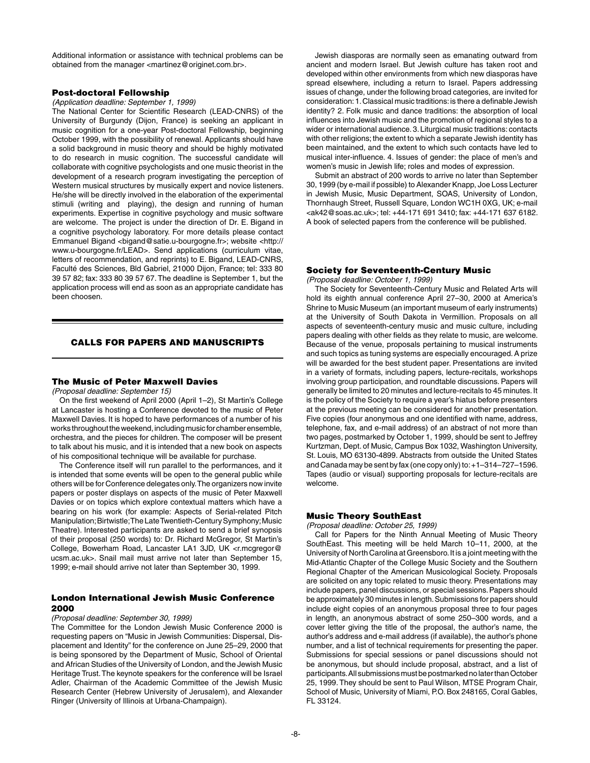Additional information or assistance with technical problems can be obtained from the manager <martinez@originet.com.br>.

### Post-doctoral Fellowship

*(Application deadline: September 1, 1999)*

The National Center for Scientific Research (LEAD-CNRS) of the University of Burgundy (Dijon, France) is seeking an applicant in music cognition for a one-year Post-doctoral Fellowship, beginning October 1999, with the possibility of renewal. Applicants should have a solid background in music theory and should be highly motivated to do research in music cognition. The successful candidate will collaborate with cognitive psychologists and one music theorist in the development of a research program investigating the perception of Western musical structures by musically expert and novice listeners. He/she will be directly involved in the elaboration of the experimental stimuli (writing and playing), the design and running of human experiments. Expertise in cognitive psychology and music software are welcome. The project is under the direction of Dr. E. Bigand in a cognitive psychology laboratory. For more details please contact Emmanuel Bigand <bigand@satie.u-bourgogne.fr>; website <http://www.u-bourgogne.fr/LEAD>. Send applications (curriculum vitae, letters of recommendation, and reprints) to E. Bigand, LEAD-CNRS, Faculté des Sciences, Bld Gabriel, 21000 Dijon, France; tel: 333 80 39 57 82; fax: 333 80 39 57 67. The deadline is September 1, but the application process will end as soon as an appropriate candidate has been choosen.

## CALLS FOR PAPERS AND MANUSCRIPTS

### The Music of Peter Maxwell Davies

*(Proposal deadline: September 15)*

On the first weekend of April 2000 (April 1–2), St Martin's College at Lancaster is hosting a Conference devoted to the music of Peter Maxwell Davies. It is hoped to have performances of a number of his works throughout the weekend, including music for chamber ensemble, orchestra, and the pieces for children. The composer will be present to talk about his music, and it is intended that a new book on aspects of his compositional technique will be available for purchase.

The Conference itself will run parallel to the performances, and it is intended that some events will be open to the general public while others will be for Conference delegates only. The organizers now invite papers or poster displays on aspects of the music of Peter Maxwell Davies or on topics which explore contextual matters which have a bearing on his work (for example: Aspects of Serial-related Pitch Manipulation; Birtwistle; The Late Twentieth-Century Symphony; Music Theatre). Interested participants are asked to send a brief synopsis of their proposal (250 words) to: Dr. Richard McGregor, St Martin's College, Bowerham Road, Lancaster LA1 3JD, UK <r.mcgregor@ucsm.ac.uk>. Snail mail must arrive not later than September 15, 1999; e-mail should arrive not later than September 30, 1999.

### London International Jewish Music Conference 2000

*(Proposal deadline: September 30, 1999)*

The Committee for the London Jewish Music Conference 2000 is requesting papers on "Music in Jewish Communities: Dispersal, Displacement and Identity" for the conference on June 25–29, 2000 that is being sponsored by the Department of Music, School of Oriental and African Studies of the University of London, and the Jewish Music Heritage Trust. The keynote speakers for the conference will be Israel Adler, Chairman of the Academic Committee of the Jewish Music Research Center (Hebrew University of Jerusalem), and Alexander Ringer (University of Illinois at Urbana-Champaign).

Jewish diasporas are normally seen as emanating outward from ancient and modern Israel. But Jewish culture has taken root and developed within other environments from which new diasporas have spread elsewhere, including a return to Israel. Papers addressing issues of change, under the following broad categories, are invited for consideration: 1. Classical music traditions: is there a definable Jewish identity? 2. Folk music and dance traditions: the absorption of local influences into Jewish music and the promotion of regional styles to a wider or international audience. 3. Liturgical music traditions: contacts with other religions; the extent to which a separate Jewish identity has been maintained, and the extent to which such contacts have led to musical inter-influence. 4. Issues of gender: the place of men's and women's music in Jewish life; roles and modes of expression.

Submit an abstract of 200 words to arrive no later than September 30, 1999 (by e-mail if possible) to Alexander Knapp, Joe Loss Lecturer in Jewish Music, Music Department, SOAS, University of London, Thornhaugh Street, Russell Square, London WC1H 0XG, UK; e-mail <ak42@soas.ac.uk>; tel: +44-171 691 3410; fax: +44-171 637 6182. A book of selected papers from the conference will be published.

### Society for Seventeenth-Century Music

*(Proposal deadline: October 1, 1999)*

The Society for Seventeenth-Century Music and Related Arts will hold its eighth annual conference April 27–30, 2000 at America's Shrine to Music Museum (an important museum of early instruments) at the University of South Dakota in Vermillion. Proposals on all aspects of seventeenth-century music and music culture, including papers dealing with other fields as they relate to music, are welcome. Because of the venue, proposals pertaining to musical instruments and such topics as tuning systems are especially encouraged. A prize will be awarded for the best student paper. Presentations are invited in a variety of formats, including papers, lecture-recitals, workshops involving group participation, and roundtable discussions. Papers will generally be limited to 20 minutes and lecture-recitals to 45 minutes. It is the policy of the Society to require a year's hiatus before presenters at the previous meeting can be considered for another presentation. Five copies (four anonymous and one identified with name, address, telephone, fax, and e-mail address) of an abstract of not more than two pages, postmarked by October 1, 1999, should be sent to Jeffrey Kurtzman, Dept. of Music, Campus Box 1032, Washington University, St. Louis, MO 63130-4899. Abstracts from outside the United States and Canada may be sent by fax (one copy only) to: +1–314–727–1596. Tapes (audio or visual) supporting proposals for lecture-recitals are welcome.

### Music Theory SouthEast

*(Proposal deadline: October 25, 1999)*

Call for Papers for the Ninth Annual Meeting of Music Theory SouthEast. This meeting will be held March 10–11, 2000, at the University of North Carolina at Greensboro. It is a joint meeting with the Mid-Atlantic Chapter of the College Music Society and the Southern Regional Chapter of the American Musicological Society. Proposals are solicited on any topic related to music theory. Presentations may include papers, panel discussions, or special sessions. Papers should be approximately 30 minutes in length. Submissions for papers should include eight copies of an anonymous proposal three to four pages in length, an anonymous abstract of some 250–300 words, and a cover letter giving the title of the proposal, the author's name, the author's address and e-mail address (if available), the author's phone number, and a list of technical requirements for presenting the paper. Submissions for special sessions or panel discussions should not be anonymous, but should include proposal, abstract, and a list of participants. All submissions must be postmarked no later than October 25, 1999. They should be sent to Paul Wilson, MTSE Program Chair, School of Music, University of Miami, P.O. Box 248165, Coral Gables, FL 33124.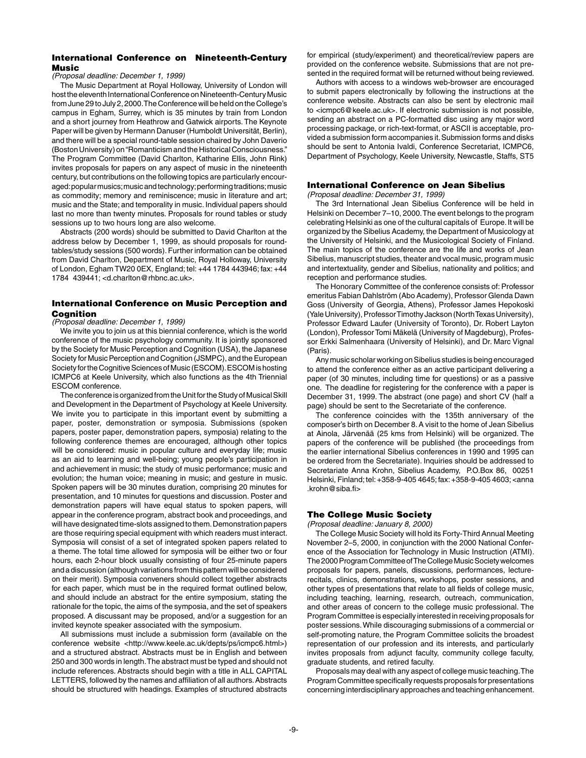### International Conference on Nineteenth-Century Music

*(Proposal deadline: December 1, 1999)*

The Music Department at Royal Holloway, University of London will host the eleventh International Conference on Nineteenth-Century Music from June 29 to July 2, 2000. The Conference will be held on the College's campus in Egham, Surrey, which is 35 minutes by train from London and a short journey from Heathrow and Gatwick airports. The Keynote Paper will be given by Hermann Danuser (Humboldt Universität, Berlin), and there will be a special round-table session chaired by John Daverio (Boston University) on "Romanticism and the Historical Consciousness." The Program Committee (David Charlton, Katharine Ellis, John Rink) invites proposals for papers on any aspect of music in the nineteenth century, but contributions on the following topics are particularly encouraged: popular musics; music and technology; performing traditions; music as commodity; memory and reminiscence; music in literature and art; music and the State; and temporality in music. Individual papers should last no more than twenty minutes. Proposals for round tables or study sessions up to two hours long are also welcome.

Abstracts (200 words) should be submitted to David Charlton at the address below by December 1, 1999, as should proposals for round-tables/study sessions (500 words). Further information can be obtained from David Charlton, Department of Music, Royal Holloway, University of London, Egham TW20 0EX, England; tel: +44 1784 443946; fax: +44 1784 439441; <d.charlton@rhbnc.ac.uk>.

### International Conference on Music Perception and Cognition

*(Proposal deadline: December 1, 1999)*

We invite you to join us at this biennial conference, which is the world conference of the music psychology community. It is jointly sponsored by the Society for Music Perception and Cognition (USA), the Japanese Society for Music Perception and Cognition (JSMPC), and the European Society for the Cognitive Sciences of Music (ESCOM). ESCOM is hosting ICMPC6 at Keele University, which also functions as the 4th Triennial ESCOM conference.

The conference is organized from the Unit for the Study of Musical Skill and Development in the Department of Psychology at Keele University. We invite you to participate in this important event by submitting a paper, poster, demonstration or symposia. Submissions (spoken papers, poster paper, demonstration papers, symposia) relating to the following conference themes are encouraged, although other topics will be considered: music in popular culture and everyday life; music as an aid to learning and well-being; young people's participation in and achievement in music; the study of music performance; music and evolution; the human voice; meaning in music; and gesture in music. Spoken papers will be 30 minutes duration, comprising 20 minutes for presentation, and 10 minutes for questions and discussion. Poster and demonstration papers will have equal status to spoken papers, will appear in the conference program, abstract book and proceedings, and will have designated time-slots assigned to them. Demonstration papers are those requiring special equipment with which readers must interact. Symposia will consist of a set of integrated spoken papers related to a theme. The total time allowed for symposia will be either two or four hours, each 2-hour block usually consisting of four 25-minute papers and a discussion (although variations from this pattern will be considered on their merit). Symposia conveners should collect together abstracts for each paper, which must be in the required format outlined below, and should include an abstract for the entire symposium, stating the rationale for the topic, the aims of the symposia, and the set of speakers proposed. A discussant may be proposed, and/or a suggestion for an invited keynote speaker associated with the symposium.

All submissions must include a submission form (available on the conference website <http://www.keele.ac.uk/depts/ps/icmpc6.html>) and a structured abstract. Abstracts must be in English and between 250 and 300 words in length. The abstract must be typed and should not include references. Abstracts should begin with a title in ALL CAPITAL LETTERS, followed by the names and affiliation of all authors. Abstracts should be structured with headings. Examples of structured abstracts for empirical (study/experiment) and theoretical/review papers are provided on the conference website. Submissions that are not presented in the required format will be returned without being reviewed.

Authors with access to a windows web-browser are encouraged to submit papers electronically by following the instructions at the conference website. Abstracts can also be sent by electronic mail to <icmpc6@keele.ac.uk>. If electronic submission is not possible, sending an abstract on a PC-formatted disc using any major word processing package, or rich-text-format, or ASCII is acceptable, provided a submission form accompanies it. Submission forms and disks should be sent to Antonia Ivaldi, Conference Secretariat, ICMPC6, Department of Psychology, Keele University, Newcastle, Staffs, ST5

### International Conference on Jean Sibelius

*(Proposal deadline: December 31, 1999)*

The 3rd International Jean Sibelius Conference will be held in Helsinki on December 7–10, 2000. The event belongs to the program celebrating Helsinki as one of the cultural capitals of Europe. It will be organized by the Sibelius Academy, the Department of Musicology at the University of Helsinki, and the Musicological Society of Finland. The main topics of the conference are the life and works of Jean Sibelius, manuscript studies, theater and vocal music, program music and intertextuality, gender and Sibelius, nationality and politics; and reception and performance studies.

The Honorary Committee of the conference consists of: Professor emeritus Fabian Dahlström (Abo Academy), Professor Glenda Dawn Goss (University of Georgia, Athens), Professor James Hepokoski (Yale University), Professor Timothy Jackson (North Texas University), Professor Edward Laufer (University of Toronto), Dr. Robert Layton (London), Professor Tomi Mäkelä (University of Magdeburg), Professor Erkki Salmenhaara (University of Helsinki), and Dr. Marc Vignal (Paris).

Any music scholar working on Sibelius studies is being encouraged to attend the conference either as an active participant delivering a paper (of 30 minutes, including time for questions) or as a passive one. The deadline for registering for the conference with a paper is December 31, 1999. The abstract (one page) and short CV (half a page) should be sent to the Secretariate of the conference.

The conference coincides with the 135th anniversary of the composer's birth on December 8. A visit to the home of Jean Sibelius at Ainola, Järvenää (25 kms from Helsinki) will be organized. The papers of the conference will be published (the proceedings from the earlier international Sibelius conferences in 1990 and 1995 can be ordered from the Secretariate). Inquiries should be addressed to Secretariate Anna Krohn, Sibelius Academy, P.O.Box 86, 00251 Helsinki, Finland; tel: +358-9-405 4645; fax: +358-9-405 4603; <anna.krohn@siba.fi>

### The College Music Society

*(Proposal deadline: January 8, 2000)*

The College Music Society will hold its Forty-Third Annual Meeting November 2–5, 2000, in conjunction with the 2000 National Conference of the Association for Technology in Music Instruction (ATMI). The 2000 Program Committee of The College Music Society welcomes proposals for papers, panels, discussions, performances, lecture-recitals, clinics, demonstrations, workshops, poster sessions, and other types of presentations that relate to all fields of college music, including teaching, learning, research, outreach, communication, and other areas of concern to the college music professional. The Program Committee is especially interested in receiving proposals for poster sessions. While discouraging submissions of a commercial or self-promoting nature, the Program Committee solicits the broadest representation of our profession and its interests, and particularly invites proposals from adjunct faculty, community college faculty, graduate students, and retired faculty.

Proposals may deal with any aspect of college music teaching. The Program Committee specifically requests proposals for presentations concerning interdisciplinary approaches and teaching enhancement.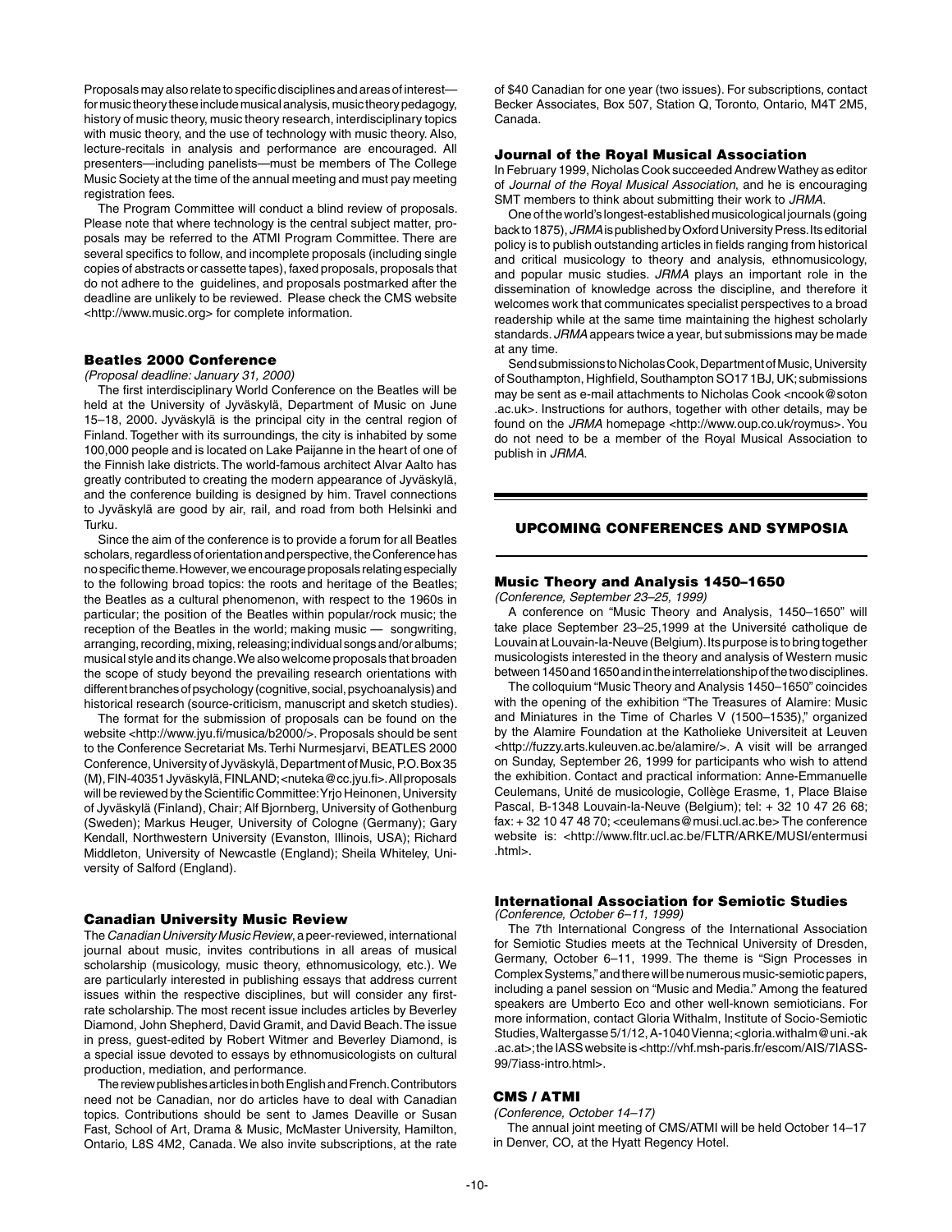Proposals may also relate to specific disciplines and areas of interest—for music theory these include musical analysis, music theory pedagogy, history of music theory, music theory research, interdisciplinary topics with music theory, and the use of technology with music theory. Also, lecture-recitals in analysis and performance are encouraged. All presenters—including panelists—must be members of The College Music Society at the time of the annual meeting and must pay meeting registration fees.

The Program Committee will conduct a blind review of proposals. Please note that where technology is the central subject matter, proposals may be referred to the ATMI Program Committee. There are several specifics to follow, and incomplete proposals (including single copies of abstracts or cassette tapes), faxed proposals, proposals that do not adhere to the guidelines, and proposals postmarked after the deadline are unlikely to be reviewed. Please check the CMS website <http://www.music.org> for complete information.

### Beatles 2000 Conference

*(Proposal deadline: January 31, 2000)*

The first interdisciplinary World Conference on the Beatles will be held at the University of Jyväskylä, Department of Music on June 15–18, 2000. Jyväskylä is the principal city in the central region of Finland. Together with its surroundings, the city is inhabited by some 100,000 people and is located on Lake Paijanne in the heart of one of the Finnish lake districts. The world-famous architect Alvar Aalto has greatly contributed to creating the modern appearance of Jyväskylä, and the conference building is designed by him. Travel connections to Jyväskylä are good by air, rail, and road from both Helsinki and Turku.

Since the aim of the conference is to provide a forum for all Beatles scholars, regardless of orientation and perspective, the Conference has no specific theme. However, we encourage proposals relating especially to the following broad topics: the roots and heritage of the Beatles; the Beatles as a cultural phenomenon, with respect to the 1960s in particular; the position of the Beatles within popular/rock music; the reception of the Beatles in the world; making music — songwriting, arranging, recording, mixing, releasing; individual songs and/or albums; musical style and its change. We also welcome proposals that broaden the scope of study beyond the prevailing research orientations with different branches of psychology (cognitive, social, psychoanalysis) and historical research (source-criticism, manuscript and sketch studies).

The format for the submission of proposals can be found on the website <http://www.jyu.fi/musica/b2000/>. Proposals should be sent to the Conference Secretariat Ms. Terhi Nurmesjarvi, BEATLES 2000 Conference, University of Jyväskylä, Department of Music, P.O. Box 35 (M), FIN-40351 Jyväskylä, FINLAND; <nuteka@cc.jyu.fi>. All proposals will be reviewed by the Scientific Committee: Yrjo Heinonen, University of Jyväskylä (Finland), Chair; Alf Bjornberg, University of Gothenburg (Sweden); Markus Heuger, University of Cologne (Germany); Gary Kendall, Northwestern University (Evanston, Illinois, USA); Richard Middleton, University of Newcastle (England); Sheila Whiteley, University of Salford (England).

### Canadian University Music Review

The *Canadian University Music Review*, a peer-reviewed, international journal about music, invites contributions in all areas of musical scholarship (musicology, music theory, ethnomusicology, etc.). We are particularly interested in publishing essays that address current issues within the respective disciplines, but will consider any first-rate scholarship. The most recent issue includes articles by Beverley Diamond, John Shepherd, David Gramit, and David Beach. The issue in press, guest-edited by Robert Witmer and Beverley Diamond, is a special issue devoted to essays by ethnomusicologists on cultural production, mediation, and performance.

The review publishes articles in both English and French. Contributors need not be Canadian, nor do articles have to deal with Canadian topics. Contributions should be sent to James Deaville or Susan Fast, School of Art, Drama & Music, McMaster University, Hamilton, Ontario, L8S 4M2, Canada. We also invite subscriptions, at the rate of $40 Canadian for one year (two issues). For subscriptions, contact Becker Associates, Box 507, Station Q, Toronto, Ontario, M4T 2M5, Canada.

### Journal of the Royal Musical Association

In February 1999, Nicholas Cook succeeded Andrew Wathey as editor of *Journal of the Royal Musical Association*, and he is encouraging SMT members to think about submitting their work to *JRMA*.

One of the world's longest-established musicological journals (going back to 1875), *JRMA* is published by Oxford University Press. Its editorial policy is to publish outstanding articles in fields ranging from historical and critical musicology to theory and analysis, ethnomusicology, and popular music studies. *JRMA* plays an important role in the dissemination of knowledge across the discipline, and therefore it welcomes work that communicates specialist perspectives to a broad readership while at the same time maintaining the highest scholarly standards. *JRMA* appears twice a year, but submissions may be made at any time.

Send submissions to Nicholas Cook, Department of Music, University of Southampton, Highfield, Southampton SO17 1BJ, UK; submissions may be sent as e-mail attachments to Nicholas Cook <ncook@soton.ac.uk>. Instructions for authors, together with other details, may be found on the *JRMA* homepage <http://www.oup.co.uk/roymus>. You do not need to be a member of the Royal Musical Association to publish in *JRMA*.

## UPCOMING CONFERENCES AND SYMPOSIA

### Music Theory and Analysis 1450–1650

*(Conference, September 23–25, 1999)*

A conference on "Music Theory and Analysis, 1450–1650" will take place September 23–25,1999 at the Université catholique de Louvain at Louvain-la-Neuve (Belgium). Its purpose is to bring together musicologists interested in the theory and analysis of Western music between 1450 and 1650 and in the interrelationship of the two disciplines.

The colloquium "Music Theory and Analysis 1450–1650" coincides with the opening of the exhibition "The Treasures of Alamire: Music and Miniatures in the Time of Charles V (1500–1535)," organized by the Alamire Foundation at the Katholieke Universiteit at Leuven <http://fuzzy.arts.kuleuven.ac.be/alamire/>. A visit will be arranged on Sunday, September 26, 1999 for participants who wish to attend the exhibition. Contact and practical information: Anne-Emmanuelle Ceulemans, Unité de musicologie, Collège Erasme, 1, Place Blaise Pascal, B-1348 Louvain-la-Neuve (Belgium); tel: + 32 10 47 26 68; fax: + 32 10 47 48 70; <ceulemans@musi.ucl.ac.be> The conference website is: <http://www.fltr.ucl.ac.be/FLTR/ARKE/MUSI/entermusi.html>.

### International Association for Semiotic Studies

*(Conference, October 6–11, 1999)*

The 7th International Congress of the International Association for Semiotic Studies meets at the Technical University of Dresden, Germany, October 6–11, 1999. The theme is "Sign Processes in Complex Systems," and there will be numerous music-semiotic papers, including a panel session on "Music and Media." Among the featured speakers are Umberto Eco and other well-known semioticians. For more information, contact Gloria Withalm, Institute of Socio-Semiotic Studies, Waltergasse 5/1/12, A-1040 Vienna; <gloria.withalm@uni.-ak.ac.at>; the IASS website is <http://vhf.msh-paris.fr/escom/AIS/7IASS-99/7iass-intro.html>.

### CMS / ATMI

*(Conference, October 14–17)*

The annual joint meeting of CMS/ATMI will be held October 14–17 in Denver, CO, at the Hyatt Regency Hotel.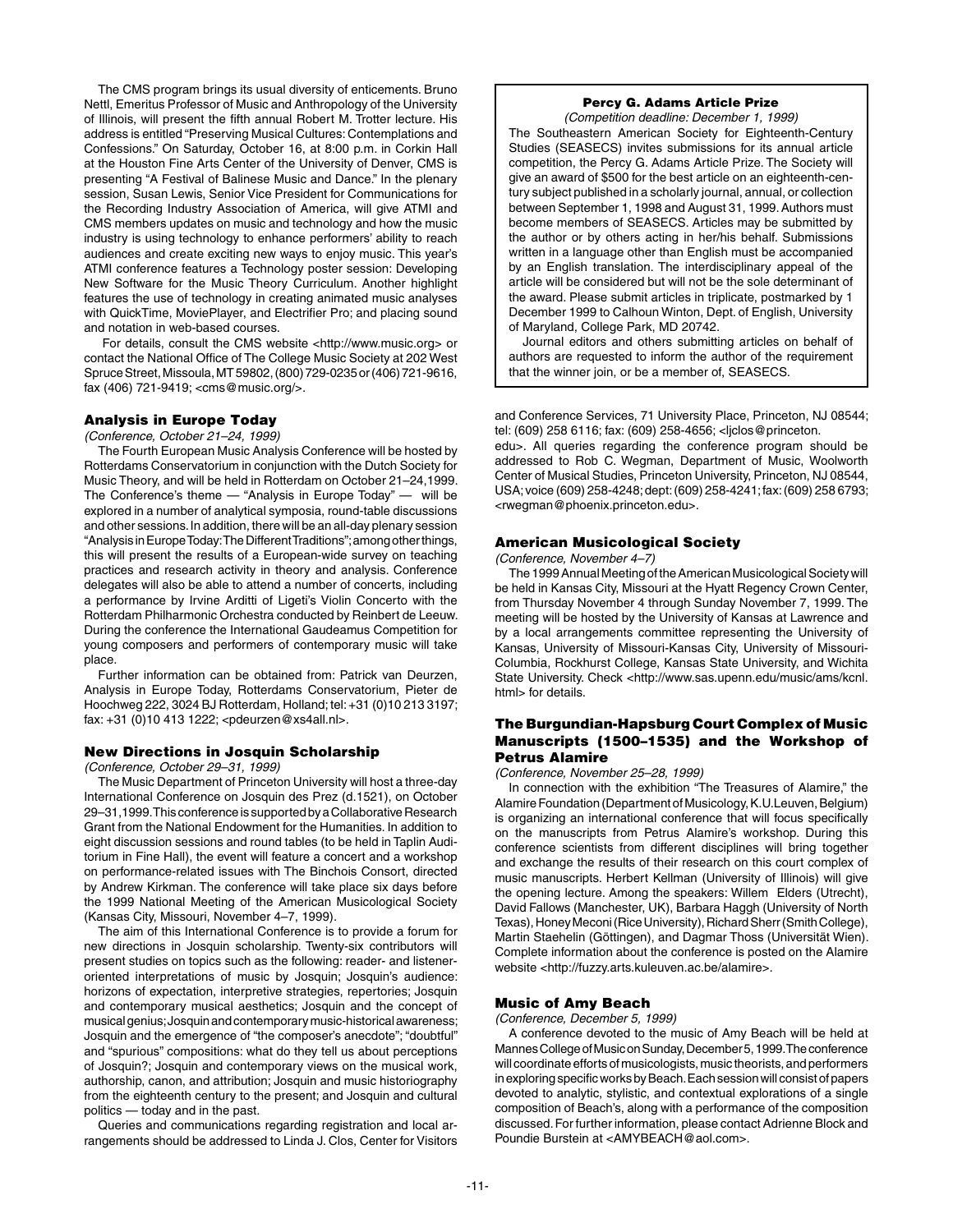The CMS program brings its usual diversity of enticements. Bruno Nettl, Emeritus Professor of Music and Anthropology of the University of Illinois, will present the fifth annual Robert M. Trotter lecture. His address is entitled "Preserving Musical Cultures: Contemplations and Confessions." On Saturday, October 16, at 8:00 p.m. in Corkin Hall at the Houston Fine Arts Center of the University of Denver, CMS is presenting "A Festival of Balinese Music and Dance." In the plenary session, Susan Lewis, Senior Vice President for Communications for the Recording Industry Association of America, will give ATMI and CMS members updates on music and technology and how the music industry is using technology to enhance performers' ability to reach audiences and create exciting new ways to enjoy music. This year's ATMI conference features a Technology poster session: Developing New Software for the Music Theory Curriculum. Another highlight features the use of technology in creating animated music analyses with QuickTime, MoviePlayer, and Electrifier Pro; and placing sound and notation in web-based courses.

For details, consult the CMS website <http://www.music.org> or contact the National Office of The College Music Society at 202 West Spruce Street, Missoula, MT 59802, (800) 729-0235 or (406) 721-9616, fax (406) 721-9419; <cms@music.org/>.

### Analysis in Europe Today

*(Conference, October 21–24, 1999)*

The Fourth European Music Analysis Conference will be hosted by Rotterdams Conservatorium in conjunction with the Dutch Society for Music Theory, and will be held in Rotterdam on October 21–24,1999. The Conference's theme — "Analysis in Europe Today" — will be explored in a number of analytical symposia, round-table discussions and other sessions. In addition, there will be an all-day plenary session "Analysis in Europe Today: The Different Traditions"; among other things, this will present the results of a European-wide survey on teaching practices and research activity in theory and analysis. Conference delegates will also be able to attend a number of concerts, including a performance by Irvine Arditti of Ligeti's Violin Concerto with the Rotterdam Philharmonic Orchestra conducted by Reinbert de Leeuw. During the conference the International Gaudeamus Competition for young composers and performers of contemporary music will take place.

Further information can be obtained from: Patrick van Deurzen, Analysis in Europe Today, Rotterdams Conservatorium, Pieter de Hoochweg 222, 3024 BJ Rotterdam, Holland; tel: +31 (0)10 213 3197; fax: +31 (0)10 413 1222; <pdeurzen@xs4all.nl>.

### New Directions in Josquin Scholarship

*(Conference, October 29–31, 1999)*

The Music Department of Princeton University will host a three-day International Conference on Josquin des Prez (d.1521), on October 29–31,1999. This conference is supported by a Collaborative Research Grant from the National Endowment for the Humanities. In addition to eight discussion sessions and round tables (to be held in Taplin Auditorium in Fine Hall), the event will feature a concert and a workshop on performance-related issues with The Binchois Consort, directed by Andrew Kirkman. The conference will take place six days before the 1999 National Meeting of the American Musicological Society (Kansas City, Missouri, November 4–7, 1999).

The aim of this International Conference is to provide a forum for new directions in Josquin scholarship. Twenty-six contributors will present studies on topics such as the following: reader- and listener-oriented interpretations of music by Josquin; Josquin's audience: horizons of expectation, interpretive strategies, repertories; Josquin and contemporary musical aesthetics; Josquin and the concept of musical genius; Josquin and contemporary music-historical awareness; Josquin and the emergence of "the composer's anecdote"; "doubtful" and "spurious" compositions: what do they tell us about perceptions of Josquin?; Josquin and contemporary views on the musical work, authorship, canon, and attribution; Josquin and music historiography from the eighteenth century to the present; and Josquin and cultural politics — today and in the past.

Queries and communications regarding registration and local arrangements should be addressed to Linda J. Clos, Center for Visitors and Conference Services, 71 University Place, Princeton, NJ 08544; tel: (609) 258 6116; fax: (609) 258-4656; <ljclos@princeton.edu>. All queries regarding the conference program should be addressed to Rob C. Wegman, Department of Music, Woolworth Center of Musical Studies, Princeton University, Princeton, NJ 08544, USA; voice (609) 258-4248; dept: (609) 258-4241; fax: (609) 258 6793; <rwegman@phoenix.princeton.edu>.

### Percy G. Adams Article Prize

*(Competition deadline: December 1, 1999)*

The Southeastern American Society for Eighteenth-Century Studies (SEASECS) invites submissions for its annual article competition, the Percy G. Adams Article Prize. The Society will give an award of $500 for the best article on an eighteenth-century subject published in a scholarly journal, annual, or collection between September 1, 1998 and August 31, 1999. Authors must become members of SEASECS. Articles may be submitted by the author or by others acting in her/his behalf. Submissions written in a language other than English must be accompanied by an English translation. The interdisciplinary appeal of the article will be considered but will not be the sole determinant of the award. Please submit articles in triplicate, postmarked by 1 December 1999 to Calhoun Winton, Dept. of English, University of Maryland, College Park, MD 20742.

Journal editors and others submitting articles on behalf of authors are requested to inform the author of the requirement that the winner join, or be a member of, SEASECS.

### American Musicological Society

*(Conference, November 4–7)*

The 1999 Annual Meeting of the American Musicological Society will be held in Kansas City, Missouri at the Hyatt Regency Crown Center, from Thursday November 4 through Sunday November 7, 1999. The meeting will be hosted by the University of Kansas at Lawrence and by a local arrangements committee representing the University of Kansas, University of Missouri-Kansas City, University of Missouri-Columbia, Rockhurst College, Kansas State University, and Wichita State University. Check <http://www.sas.upenn.edu/music/ams/kcnl.html> for details.

### The Burgundian-Hapsburg Court Complex of Music Manuscripts (1500–1535) and the Workshop of Petrus Alamire

*(Conference, November 25–28, 1999)*

In connection with the exhibition "The Treasures of Alamire," the Alamire Foundation (Department of Musicology, K.U.Leuven, Belgium) is organizing an international conference that will focus specifically on the manuscripts from Petrus Alamire's workshop. During this conference scientists from different disciplines will bring together and exchange the results of their research on this court complex of music manuscripts. Herbert Kellman (University of Illinois) will give the opening lecture. Among the speakers: Willem Elders (Utrecht), David Fallows (Manchester, UK), Barbara Haggh (University of North Texas), Honey Meconi (Rice University), Richard Sherr (Smith College), Martin Staehelin (Göttingen), and Dagmar Thoss (Universität Wien). Complete information about the conference is posted on the Alamire website <http://fuzzy.arts.kuleuven.ac.be/alamire>.

### Music of Amy Beach

*(Conference, December 5, 1999)*

A conference devoted to the music of Amy Beach will be held at Mannes College of Music on Sunday, December 5, 1999. The conference will coordinate efforts of musicologists, music theorists, and performers in exploring specific works by Beach. Each session will consist of papers devoted to analytic, stylistic, and contextual explorations of a single composition of Beach's, along with a performance of the composition discussed. For further information, please contact Adrienne Block and Poundie Burstein at <AMYBEACH@aol.com>.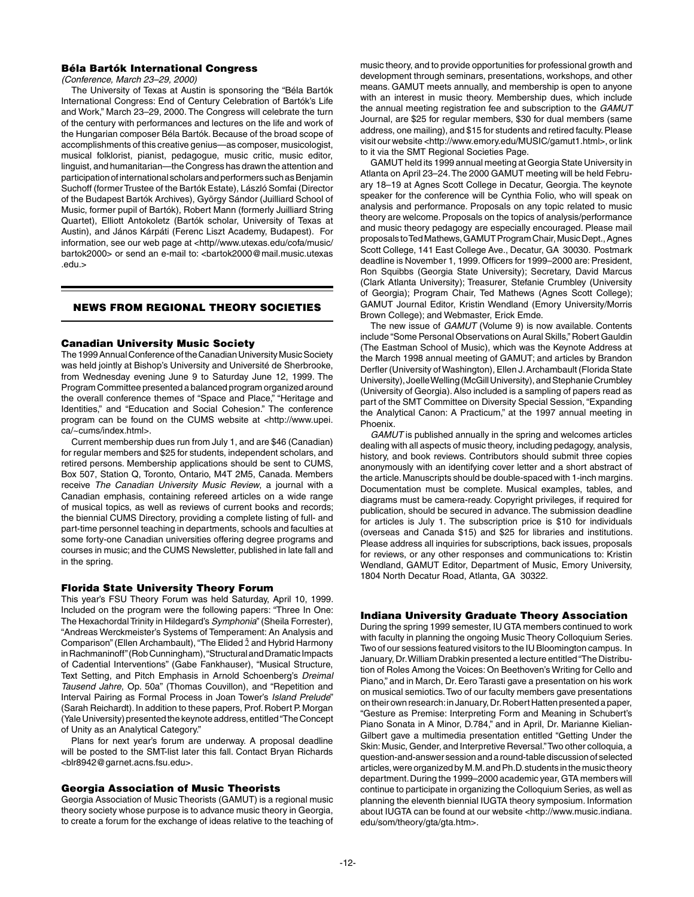### Béla Bartók International Congress

*(Conference, March 23–29, 2000)*

The University of Texas at Austin is sponsoring the "Béla Bartók International Congress: End of Century Celebration of Bartók's Life and Work," March 23–29, 2000. The Congress will celebrate the turn of the century with performances and lectures on the life and work of the Hungarian composer Béla Bartók. Because of the broad scope of accomplishments of this creative genius—as composer, musicologist, musical folklorist, pianist, pedagogue, music critic, music editor, linguist, and humanitarian—the Congress has drawn the attention and participation of international scholars and performers such as Benjamin Suchoff (former Trustee of the Bartók Estate), László Somfai (Director of the Budapest Bartók Archives), György Sándor (Juilliard School of Music, former pupil of Bartók), Robert Mann (formerly Juilliard String Quartet), Elliott Antokoletz (Bartók scholar, University of Texas at Austin), and János Kárpáti (Ferenc Liszt Academy, Budapest). For information, see our web page at <http//www.utexas.edu/cofa/music/bartok2000> or send an e-mail to: <bartok2000@mail.music.utexas.edu.>

## NEWS FROM REGIONAL THEORY SOCIETIES

### Canadian University Music Society

The 1999 Annual Conference of the Canadian University Music Society was held jointly at Bishop's University and Université de Sherbrooke, from Wednesday evening June 9 to Saturday June 12, 1999. The Program Committee presented a balanced program organized around the overall conference themes of "Space and Place," "Heritage and Identities," and "Education and Social Cohesion." The conference program can be found on the CUMS website at <http://www.upei.ca/~cums/index.html>.

Current membership dues run from July 1, and are $46 (Canadian) for regular members and $25 for students, independent scholars, and retired persons. Membership applications should be sent to CUMS, Box 507, Station Q, Toronto, Ontario, M4T 2M5, Canada. Members receive *The Canadian University Music Review*, a journal with a Canadian emphasis, containing refereed articles on a wide range of musical topics, as well as reviews of current books and records; the biennial CUMS Directory, providing a complete listing of full- and part-time personnel teaching in departments, schools and faculties at some forty-one Canadian universities offering degree programs and courses in music; and the CUMS Newsletter, published in late fall and in the spring.

### Florida State University Theory Forum

This year's FSU Theory Forum was held Saturday, April 10, 1999. Included on the program were the following papers: "Three In One: The Hexachordal Trinity in Hildegard's *Symphonia*" (Sheila Forrester), "Andreas Werckmeister's Systems of Temperament: An Analysis and Comparison" (Ellen Archambault), "The Elided $\hat{2}$ and Hybrid Harmony in Rachmaninoff" (Rob Cunningham), "Structural and Dramatic Impacts of Cadential Interventions" (Gabe Fankhauser), "Musical Structure, Text Setting, and Pitch Emphasis in Arnold Schoenberg's *Dreimal Tausend Jahre*, Op. 50a" (Thomas Couvillon), and "Repetition and Interval Pairing as Formal Process in Joan Tower's *Island Prelude*" (Sarah Reichardt). In addition to these papers, Prof. Robert P. Morgan (Yale University) presented the keynote address, entitled "The Concept of Unity as an Analytical Category."

Plans for next year's forum are underway. A proposal deadline will be posted to the SMT-list later this fall. Contact Bryan Richards <blr8942@garnet.acns.fsu.edu>.

### Georgia Association of Music Theorists

Georgia Association of Music Theorists (GAMUT) is a regional music theory society whose purpose is to advance music theory in Georgia, to create a forum for the exchange of ideas relative to the teaching of music theory, and to provide opportunities for professional growth and development through seminars, presentations, workshops, and other means. GAMUT meets annually, and membership is open to anyone with an interest in music theory. Membership dues, which include the annual meeting registration fee and subscription to the *GAMUT* Journal, are $25 for regular members, $30 for dual members (same address, one mailing), and $15 for students and retired faculty. Please visit our website <http://www.emory.edu/MUSIC/gamut1.html>, or link to it via the SMT Regional Societies Page.

GAMUT held its 1999 annual meeting at Georgia State University in Atlanta on April 23–24. The 2000 GAMUT meeting will be held February 18–19 at Agnes Scott College in Decatur, Georgia. The keynote speaker for the conference will be Cynthia Folio, who will speak on analysis and performance. Proposals on any topic related to music theory are welcome. Proposals on the topics of analysis/performance and music theory pedagogy are especially encouraged. Please mail proposals to Ted Mathews, GAMUT Program Chair, Music Dept., Agnes Scott College, 141 East College Ave., Decatur, GA 30030. Postmark deadline is November 1, 1999. Officers for 1999–2000 are: President, Ron Squibbs (Georgia State University); Secretary, David Marcus (Clark Atlanta University); Treasurer, Stefanie Crumbley (University of Georgia); Program Chair, Ted Mathews (Agnes Scott College); GAMUT Journal Editor, Kristin Wendland (Emory University/Morris Brown College); and Webmaster, Erick Emde.

The new issue of *GAMUT* (Volume 9) is now available. Contents include "Some Personal Observations on Aural Skills," Robert Gauldin (The Eastman School of Music), which was the Keynote Address at the March 1998 annual meeting of GAMUT; and articles by Brandon Derfler (University of Washington), Ellen J. Archambault (Florida State University), Joelle Welling (McGill University), and Stephanie Crumbley (University of Georgia). Also included is a sampling of papers read as part of the SMT Committee on Diversity Special Session, "Expanding the Analytical Canon: A Practicum," at the 1997 annual meeting in Phoenix.

*GAMUT* is published annually in the spring and welcomes articles dealing with all aspects of music theory, including pedagogy, analysis, history, and book reviews. Contributors should submit three copies anonymously with an identifying cover letter and a short abstract of the article. Manuscripts should be double-spaced with 1-inch margins. Documentation must be complete. Musical examples, tables, and diagrams must be camera-ready. Copyright privileges, if required for publication, should be secured in advance. The submission deadline for articles is July 1. The subscription price is $10 for individuals (overseas and Canada $15) and $25 for libraries and institutions. Please address all inquiries for subscriptions, back issues, proposals for reviews, or any other responses and communications to: Kristin Wendland, GAMUT Editor, Department of Music, Emory University, 1804 North Decatur Road, Atlanta, GA 30322.

### Indiana University Graduate Theory Association

During the spring 1999 semester, IU GTA members continued to work with faculty in planning the ongoing Music Theory Colloquium Series. Two of our sessions featured visitors to the IU Bloomington campus. In January, Dr. William Drabkin presented a lecture entitled "The Distribution of Roles Among the Voices: On Beethoven's Writing for Cello and Piano," and in March, Dr. Eero Tarasti gave a presentation on his work on musical semiotics. Two of our faculty members gave presentations on their own research: in January, Dr. Robert Hatten presented a paper, "Gesture as Premise: Interpreting Form and Meaning in Schubert's Piano Sonata in A Minor, D.784," and in April, Dr. Marianne Kielian-Gilbert gave a multimedia presentation entitled "Getting Under the Skin: Music, Gender, and Interpretive Reversal." Two other colloquia, a question-and-answer session and a round-table discussion of selected articles, were organized by M.M. and Ph.D. students in the music theory department. During the 1999–2000 academic year, GTA members will continue to participate in organizing the Colloquium Series, as well as planning the eleventh biennial IUGTA theory symposium. Information about IUGTA can be found at our website <http://www.music.indiana.edu/som/theory/gta/gta.htm>.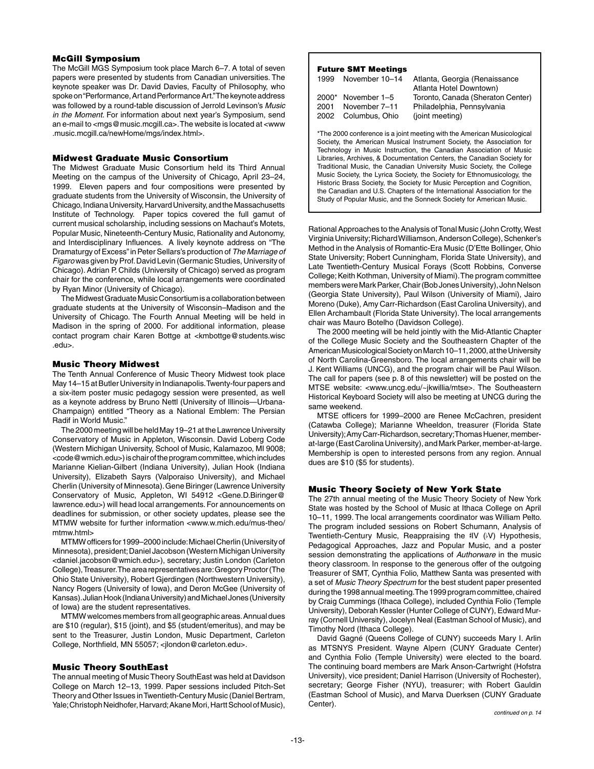### McGill Symposium

The McGill MGS Symposium took place March 6–7. A total of seven papers were presented by students from Canadian universities. The keynote speaker was Dr. David Davies, Faculty of Philosophy, who spoke on "Performance, Art and Performance Art." The keynote address was followed by a round-table discussion of Jerrold Levinson's *Music in the Moment*. For information about next year's Symposium, send an e-mail to <mgs@music.mcgill.ca>. The website is located at <www.music.mcgill.ca/newHome/mgs/index.html>.

### Midwest Graduate Music Consortium

The Midwest Graduate Music Consortium held its Third Annual Meeting on the campus of the University of Chicago, April 23–24, 1999. Eleven papers and four compositions were presented by graduate students from the University of Wisconsin, the University of Chicago, Indiana University, Harvard University, and the Massachusetts Institute of Technology. Paper topics covered the full gamut of current musical scholarship, including sessions on Machaut's Motets, Popular Music, Nineteenth-Century Music, Rationality and Autonomy, and Interdisciplinary Influences. A lively keynote address on "The Dramaturgy of Excess" in Peter Sellars's production of *The Marriage of Figaro* was given by Prof. David Levin (Germanic Studies, University of Chicago). Adrian P. Childs (University of Chicago) served as program chair for the conference, while local arrangements were coordinated by Ryan Minor (University of Chicago).

The Midwest Graduate Music Consortium is a collaboration between graduate students at the University of Wisconsin–Madison and the University of Chicago. The Fourth Annual Meeting will be held in Madison in the spring of 2000. For additional information, please contact program chair Karen Bottge at <kmbottge@students.wisc.edu>.

### Music Theory Midwest

The Tenth Annual Conference of Music Theory Midwest took place May 14–15 at Butler University in Indianapolis. Twenty-four papers and a six-item poster music pedagogy session were presented, as well as a keynote address by Bruno Nettl (University of Illinois—Urbana-Champaign) entitled "Theory as a National Emblem: The Persian Radif in World Music."

The 2000 meeting will be held May 19–21 at the Lawrence University Conservatory of Music in Appleton, Wisconsin. David Loberg Code (Western Michigan University, School of Music, Kalamazoo, MI 9008; <code@wmich.edu>) is chair of the program committee, which includes Marianne Kielian-Gilbert (Indiana University), Julian Hook (Indiana University), Elizabeth Sayrs (Valporaiso University), and Michael Cherlin (University of Minnesota). Gene Biringer (Lawrence University Conservatory of Music, Appleton, WI 54912 <Gene.D.Biringer@lawrence.edu>) will head local arrangements. For announcements on deadlines for submission, or other society updates, please see the MTMW website for further information <www.w.mich.edu/mus-theo/mtmw.html>

MTMW officers for 1999–2000 include: Michael Cherlin (University of Minnesota), president; Daniel Jacobson (Western Michigan University <daniel.jacobson@wmich.edu>), secretary; Justin London (Carleton College), Treasurer. The area representatives are: Gregory Proctor (The Ohio State University), Robert Gjerdingen (Northwestern University), Nancy Rogers (University of Iowa), and Deron McGee (University of Kansas). Julian Hook (Indiana University) and Michael Jones (University of Iowa) are the student representatives.

MTMW welcomes members from all geographic areas. Annual dues are $10 (regular), $15 (joint), and $5 (student/emeritus), and may be sent to the Treasurer, Justin London, Music Department, Carleton College, Northfield, MN 55057; <jlondon@carleton.edu>.

### Music Theory SouthEast

The annual meeting of Music Theory SouthEast was held at Davidson College on March 12–13, 1999. Paper sessions included Pitch-Set Theory and Other Issues in Twentieth-Century Music (Daniel Bertram, Yale; Christoph Neidhofer, Harvard; Akane Mori, Hartt School of Music), Rational Approaches to the Analysis of Tonal Music (John Crotty, West Virginia University; Richard Williamson, Anderson College), Schenker's Method in the Analysis of Romantic-Era Music (D'Ette Bollinger, Ohio State University; Robert Cunningham, Florida State University), and Late Twentieth-Century Musical Forays (Scott Robbins, Converse College; Keith Kothman, University of Miami). The program committee members were Mark Parker, Chair (Bob Jones University), John Nelson (Georgia State University), Paul Wilson (University of Miami), Jairo Moreno (Duke), Amy Carr-Richardson (East Carolina University), and Ellen Archambault (Florida State University). The local arrangements chair was Mauro Botelho (Davidson College).

The 2000 meeting will be held jointly with the Mid-Atlantic Chapter of the College Music Society and the Southeastern Chapter of the American Musicological Society on March 10–11, 2000, at the University of North Carolina-Greensboro. The local arrangements chair will be J. Kent Williams (UNCG), and the program chair will be Paul Wilson. The call for papers (see p. 8 of this newsletter) will be posted on the MTSE website: <www.uncg.edu/~jkwillia/mtse>. The Southeastern Historical Keyboard Society will also be meeting at UNCG during the same weekend.

MTSE officers for 1999–2000 are Renee McCachren, president (Catawba College); Marianne Wheeldon, treasurer (Florida State University); Amy Carr-Richardson, secretary; Thomas Huener, member-at-large (East Carolina University), and Mark Parker, member-at-large. Membership is open to interested persons from any region. Annual dues are $10 ($5 for students).

### Future SMT Meetings

| | | |
|---|---|---|
| 1999 | November 10–14 | Atlanta, Georgia (Renaissance Atlanta Hotel Downtown) |
| 2000* | November 1–5 | Toronto, Canada (Sheraton Center) |
| 2001 | November 7–11 | Philadelphia, Pennsylvania |
| 2002 | Columbus, Ohio | (joint meeting) |

*The 2000 conference is a joint meeting with the American Musicological Society, the American Musical Instrument Society, the Association for Technology in Music Instruction, the Canadian Association of Music Libraries, Archives, & Documentation Centers, the Canadian Society for Traditional Music, the Canadian University Music Society, the College Music Society, the Lyrica Society, the Society for Ethnomusicology, the Historic Brass Society, the Society for Music Perception and Cognition, the Canadian and U.S. Chapters of the International Association for the Study of Popular Music, and the Sonneck Society for American Music.

### Music Theory Society of New York State

The 27th annual meeting of the Music Theory Society of New York State was hosted by the School of Music at Ithaca College on April 10–11, 1999. The local arrangements coordinator was William Pelto. The program included sessions on Robert Schumann, Analysis of Twentieth-Century Music, Reappraising the ♯IV (♭V) Hypothesis, Pedagogical Approaches, Jazz and Popular Music, and a poster session demonstrating the applications of *Authorware* in the music theory classroom. In response to the generous offer of the outgoing Treasurer of SMT, Cynthia Folio, Matthew Santa was presented with a set of *Music Theory Spectrum* for the best student paper presented during the 1998 annual meeting. The 1999 program committee, chaired by Craig Cummings (Ithaca College), included Cynthia Folio (Temple University), Deborah Kessler (Hunter College of CUNY), Edward Murray (Cornell University), Jocelyn Neal (Eastman School of Music), and Timothy Nord (Ithaca College).

David Gagné (Queens College of CUNY) succeeds Mary I. Arlin as MTSNYS President. Wayne Alpern (CUNY Graduate Center) and Cynthia Folio (Temple University) were elected to the board. The continuing board members are Mark Anson-Cartwright (Hofstra University), vice president; Daniel Harrison (University of Rochester), secretary; George Fisher (NYU), treasurer; with Robert Gauldin (Eastman School of Music), and Marva Duerksen (CUNY Graduate Center).

*continued on p. 14*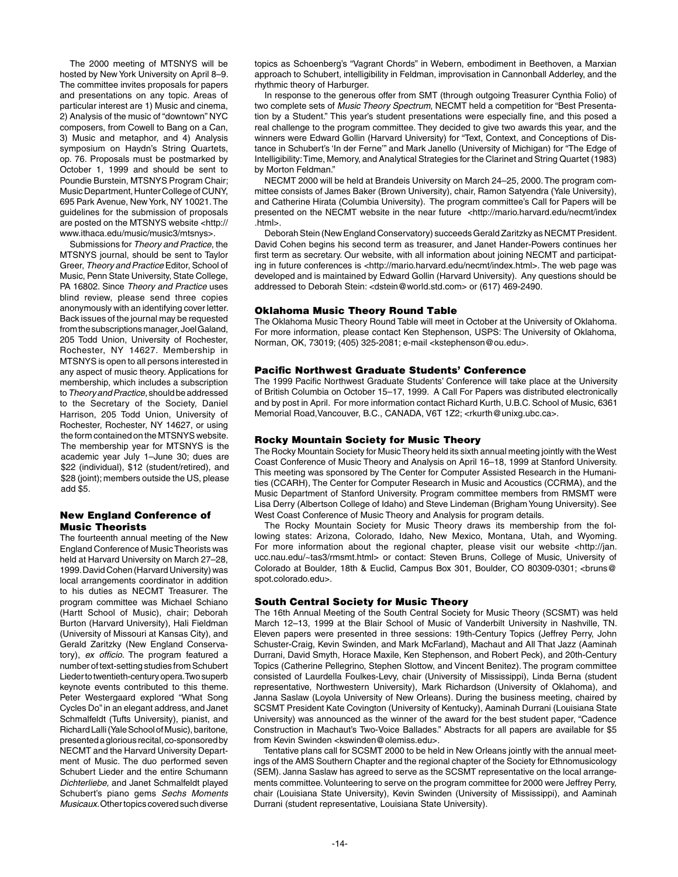The 2000 meeting of MTSNYS will be hosted by New York University on April 8–9. The committee invites proposals for papers and presentations on any topic. Areas of particular interest are 1) Music and cinema, 2) Analysis of the music of "downtown" NYC composers, from Cowell to Bang on a Can, 3) Music and metaphor, and 4) Analysis symposium on Haydn's String Quartets, op. 76. Proposals must be postmarked by October 1, 1999 and should be sent to Poundie Burstein, MTSNYS Program Chair; Music Department, Hunter College of CUNY, 695 Park Avenue, New York, NY 10021. The guidelines for the submission of proposals are posted on the MTSNYS website <http://www.ithaca.edu/music/music3/mtsnys>.

Submissions for *Theory and Practice*, the MTSNYS journal, should be sent to Taylor Greer, *Theory and Practice* Editor, School of Music, Penn State University, State College, PA 16802. Since *Theory and Practice* uses blind review, please send three copies anonymously with an identifying cover letter. Back issues of the journal may be requested from the subscriptions manager, Joel Galand, 205 Todd Union, University of Rochester, Rochester, NY 14627. Membership in MTSNYS is open to all persons interested in any aspect of music theory. Applications for membership, which includes a subscription to *Theory and Practice*, should be addressed to the Secretary of the Society, Daniel Harrison, 205 Todd Union, University of Rochester, Rochester, NY 14627, or using the form contained on the MTSNYS website. The membership year for MTSNYS is the academic year July 1–June 30; dues are $22 (individual), $12 (student/retired), and $28 (joint); members outside the US, please add $5.

### New England Conference of Music Theorists

The fourteenth annual meeting of the New England Conference of Music Theorists was held at Harvard University on March 27–28, 1999. David Cohen (Harvard University) was local arrangements coordinator in addition to his duties as NECMT Treasurer. The program committee was Michael Schiano (Hartt School of Music), chair; Deborah Burton (Harvard University), Hali Fieldman (University of Missouri at Kansas City), and Gerald Zaritzky (New England Conservatory), *ex officio*. The program featured a number of text-setting studies from Schubert Lieder to twentieth-century opera. Two superb keynote events contributed to this theme. Peter Westergaard explored "What Song Cycles Do" in an elegant address, and Janet Schmalfeldt (Tufts University), pianist, and Richard Lalli (Yale School of Music), baritone, presented a glorious recital, co-sponsored by NECMT and the Harvard University Department of Music. The duo performed seven Schubert Lieder and the entire Schumann *Dichterliebe,* and Janet Schmalfeldt played Schubert's piano gems *Sechs Moments Musicaux.* Other topics covered such diverse topics as Schoenberg's "Vagrant Chords" in Webern, embodiment in Beethoven, a Marxian approach to Schubert, intelligibility in Feldman, improvisation in Cannonball Adderley, and the rhythmic theory of Harburger.

In response to the generous offer from SMT (through outgoing Treasurer Cynthia Folio) of two complete sets of *Music Theory Spectrum*, NECMT held a competition for "Best Presentation by a Student." This year's student presentations were especially fine, and this posed a real challenge to the program committee. They decided to give two awards this year, and the winners were Edward Gollin (Harvard University) for "Text, Context, and Conceptions of Distance in Schubert's 'In der Ferne'" and Mark Janello (University of Michigan) for "The Edge of Intelligibility: Time, Memory, and Analytical Strategies for the Clarinet and String Quartet (1983) by Morton Feldman."

NECMT 2000 will be held at Brandeis University on March 24–25, 2000. The program committee consists of James Baker (Brown University), chair, Ramon Satyendra (Yale University), and Catherine Hirata (Columbia University). The program committee's Call for Papers will be presented on the NECMT website in the near future <http://mario.harvard.edu/necmt/index.html>.

Deborah Stein (New England Conservatory) succeeds Gerald Zaritzky as NECMT President. David Cohen begins his second term as treasurer, and Janet Hander-Powers continues her first term as secretary. Our website, with all information about joining NECMT and participating in future conferences is <http://mario.harvard.edu/necmt/index.html>. The web page was developed and is maintained by Edward Gollin (Harvard University). Any questions should be addressed to Deborah Stein: <dstein@world.std.com> or (617) 469-2490.

### Oklahoma Music Theory Round Table

The Oklahoma Music Theory Round Table will meet in October at the University of Oklahoma. For more information, please contact Ken Stephenson, USPS: The University of Oklahoma, Norman, OK, 73019; (405) 325-2081; e-mail <kstephenson@ou.edu>.

### Pacific Northwest Graduate Students' Conference

The 1999 Pacific Northwest Graduate Students' Conference will take place at the University of British Columbia on October 15–17, 1999. A Call For Papers was distributed electronically and by post in April. For more information contact Richard Kurth, U.B.C. School of Music, 6361 Memorial Road, Vancouver, B.C., CANADA, V6T 1Z2; <rkurth@unixg.ubc.ca>.

### Rocky Mountain Society for Music Theory

The Rocky Mountain Society for Music Theory held its sixth annual meeting jointly with the West Coast Conference of Music Theory and Analysis on April 16–18, 1999 at Stanford University. This meeting was sponsored by The Center for Computer Assisted Research in the Humanities (CCARH), The Center for Computer Research in Music and Acoustics (CCRMA), and the Music Department of Stanford University. Program committee members from RMSMT were Lisa Derry (Albertson College of Idaho) and Steve Lindeman (Brigham Young University). See West Coast Conference of Music Theory and Analysis for program details.

The Rocky Mountain Society for Music Theory draws its membership from the following states: Arizona, Colorado, Idaho, New Mexico, Montana, Utah, and Wyoming. For more information about the regional chapter, please visit our website <http://jan.ucc.nau.edu/~tas3/rmsmt.html> or contact: Steven Bruns, College of Music, University of Colorado at Boulder, 18th & Euclid, Campus Box 301, Boulder, CO 80309-0301; <bruns@spot.colorado.edu>.

### South Central Society for Music Theory

The 16th Annual Meeting of the South Central Society for Music Theory (SCSMT) was held March 12–13, 1999 at the Blair School of Music of Vanderbilt University in Nashville, TN. Eleven papers were presented in three sessions: 19th-Century Topics (Jeffrey Perry, John Schuster-Craig, Kevin Swinden, and Mark McFarland), Machaut and All That Jazz (Aaminah Durrani, David Smyth, Horace Maxile, Ken Stephenson, and Robert Peck), and 20th-Century Topics (Catherine Pellegrino, Stephen Slottow, and Vincent Benitez). The program committee consisted of Laurdella Foulkes-Levy, chair (University of Mississippi), Linda Berna (student representative, Northwestern University), Mark Richardson (University of Oklahoma), and Janna Saslaw (Loyola University of New Orleans). During the business meeting, chaired by SCSMT President Kate Covington (University of Kentucky), Aaminah Durrani (Louisiana State University) was announced as the winner of the award for the best student paper, "Cadence Construction in Machaut's Two-Voice Ballades." Abstracts for all papers are available for $5 from Kevin Swinden <kswinden@olemiss.edu>.

Tentative plans call for SCSMT 2000 to be held in New Orleans jointly with the annual meetings of the AMS Southern Chapter and the regional chapter of the Society for Ethnomusicology (SEM). Janna Saslaw has agreed to serve as the SCSMT representative on the local arrangements committee. Volunteering to serve on the program committee for 2000 were Jeffrey Perry, chair (Louisiana State University), Kevin Swinden (University of Mississippi), and Aaminah Durrani (student representative, Louisiana State University).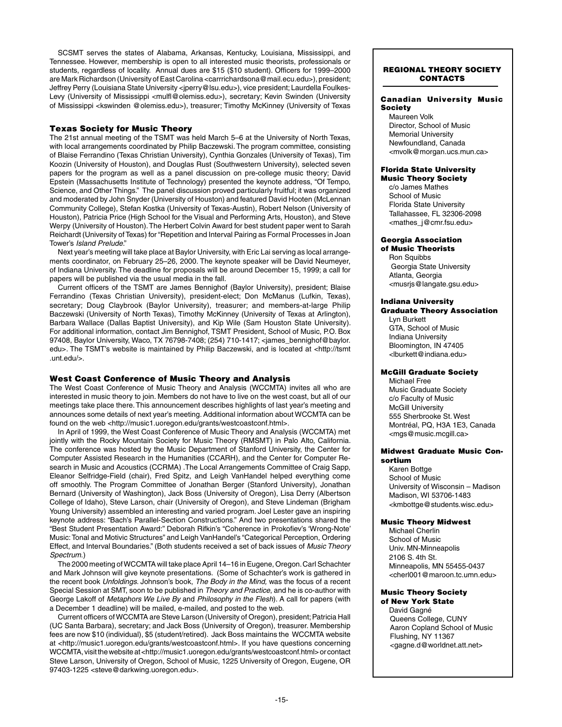SCSMT serves the states of Alabama, Arkansas, Kentucky, Louisiana, Mississippi, and Tennessee. However, membership is open to all interested music theorists, professionals or students, regardless of locality. Annual dues are $15 ($10 student). Officers for 1999–2000 are Mark Richardson (University of East Carolina <carrrichardsona@mail.ecu.edu>), president; Jeffrey Perry (Louisiana State University <jperry@lsu.edu>), vice president; Laurdella Foulkes-Levy (University of Mississippi <mulfl@olemiss.edu>), secretary; Kevin Swinden (University of Mississippi <kswinden @olemiss.edu>), treasurer; Timothy McKinney (University of Texas

### Texas Society for Music Theory

The 21st annual meeting of the TSMT was held March 5–6 at the University of North Texas, with local arrangements coordinated by Philip Baczewski. The program committee, consisting of Blaise Ferrandino (Texas Christian University), Cynthia Gonzales (University of Texas), Tim Koozin (University of Houston), and Douglas Rust (Southwestern University), selected seven papers for the program as well as a panel discussion on pre-college music theory; David Epstein (Massachusetts Institute of Technology) presented the keynote address, "Of Tempo, Science, and Other Things." The panel discussion proved particularly fruitful; it was organized and moderated by John Snyder (University of Houston) and featured David Hooten (McLennan Community College), Stefan Kostka (University of Texas-Austin), Robert Nelson (University of Houston), Patricia Price (High School for the Visual and Performing Arts, Houston), and Steve Werpy (University of Houston). The Herbert Colvin Award for best student paper went to Sarah Reichardt (University of Texas) for "Repetition and Interval Pairing as Formal Processes in Joan Tower's *Island Prelude*."

Next year's meeting will take place at Baylor University, with Eric Lai serving as local arrangements coordinator, on February 25–26, 2000. The keynote speaker will be David Neumeyer, of Indiana University. The deadline for proposals will be around December 15, 1999; a call for papers will be published via the usual media in the fall.

Current officers of the TSMT are James Bennighof (Baylor University), president; Blaise Ferrandino (Texas Christian University), president-elect; Don McManus (Lufkin, Texas), secretary; Doug Claybrook (Baylor University), treasurer; and members-at-large Philip Baczewski (University of North Texas), Timothy McKinney (University of Texas at Arlington), Barbara Wallace (Dallas Baptist University), and Kip Wile (Sam Houston State University). For additional information, contact Jim Bennighof, TSMT President, School of Music, P.O. Box 97408, Baylor University, Waco, TX 76798-7408; (254) 710-1417; <james_bennighof@baylor.edu>. The TSMT's website is maintained by Philip Baczewski, and is located at <http://tsmt.unt.edu/>.

### West Coast Conference of Music Theory and Analysis

The West Coast Conference of Music Theory and Analysis (WCCMTA) invites all who are interested in music theory to join. Members do not have to live on the west coast, but all of our meetings take place there. This announcement describes highlights of last year's meeting and announces some details of next year's meeting. Additional information about WCCMTA can be found on the web <http://music1.uoregon.edu/grants/westcoastconf.html>.

In April of 1999, the West Coast Conference of Music Theory and Analysis (WCCMTA) met jointly with the Rocky Mountain Society for Music Theory (RMSMT) in Palo Alto, California. The conference was hosted by the Music Department of Stanford University, the Center for Computer Assisted Research in the Humanities (CCARH), and the Center for Computer Research in Music and Acoustics (CCRMA) .The Local Arrangements Committee of Craig Sapp, Eleanor Selfridge-Field (chair), Fred Spitz, and Leigh VanHandel helped everything come off smoothly. The Program Committee of Jonathan Berger (Stanford University), Jonathan Bernard (University of Washington), Jack Boss (University of Oregon), Lisa Derry (Albertson College of Idaho), Steve Larson, chair (University of Oregon), and Steve Lindeman (Brigham Young University) assembled an interesting and varied program. Joel Lester gave an inspiring keynote address: "Bach's Parallel-Section Constructions." And two presentations shared the "Best Student Presentation Award:" Deborah Rifkin's "Coherence in Prokofiev's 'Wrong-Note' Music: Tonal and Motivic Structures" and Leigh VanHandel's "Categorical Perception, Ordering Effect, and Interval Boundaries." (Both students received a set of back issues of *Music Theory Spectrum*.)

The 2000 meeting of WCCMTA will take place April 14–16 in Eugene, Oregon. Carl Schachter and Mark Johnson will give keynote presentations. (Some of Schachter's work is gathered in the recent book *Unfoldings*. Johnson's book, *The Body in the Mind,* was the focus of a recent Special Session at SMT, soon to be published in *Theory and Practice*, and he is co-author with George Lakoff of *Metaphors We Live By* and *Philosophy in the Flesh*). A call for papers (with a December 1 deadline) will be mailed, e-mailed, and posted to the web.

Current officers of WCCMTA are Steve Larson (University of Oregon), president; Patricia Hall (UC Santa Barbara), secretary; and Jack Boss (University of Oregon), treasurer. Membership fees are now $10 (individual), $5 (student/retired). Jack Boss maintains the WCCMTA website at <http://music1.uoregon.edu/grants/westcoastconf.html>. If you have questions concerning WCCMTA, visit the website at <http://music1.uoregon.edu/grants/westcoastconf.html> or contact Steve Larson, University of Oregon, School of Music, 1225 University of Oregon, Eugene, OR 97403-1225 <steve@darkwing.uoregon.edu>.

---

## REGIONAL THEORY SOCIETY CONTACTS

**Canadian University Music Society**
Maureen Volk
Director, School of Music
Memorial University
Newfoundland, Canada
<mvolk@morgan.ucs.mun.ca>

**Florida State University Music Theory Society**
c/o James Mathes
School of Music
Florida State University
Tallahassee, FL 32306-2098
<mathes_j@cmr.fsu.edu>

**Georgia Association of Music Theorists**
Ron Squibbs
Georgia State University
Atlanta, Georgia
<musrjs@langate.gsu.edu>

**Indiana University Graduate Theory Association**
Lyn Burkett
GTA, School of Music
Indiana University
Bloomington, IN 47405
<lburkett@indiana.edu>

**McGill Graduate Society**
Michael Free
Music Graduate Society
c/o Faculty of Music
McGill University
555 Sherbrooke St. West
Montréal, PQ, H3A 1E3, Canada
<mgs@music.mcgill.ca>

**Midwest Graduate Music Consortium**
Karen Bottge
School of Music
University of Wisconsin – Madison
Madison, WI 53706-1483
<kmbottge@students.wisc.edu>

**Music Theory Midwest**
Michael Cherlin
School of Music
Univ. MN-Minneapolis
2106 S. 4th St.
Minneapolis, MN 55455-0437
<cherl001@maroon.tc.umn.edu>

**Music Theory Society of New York State**
David Gagné
Queens College, CUNY
Aaron Copland School of Music
Flushing, NY 11367
<gagne.d@worldnet.att.net>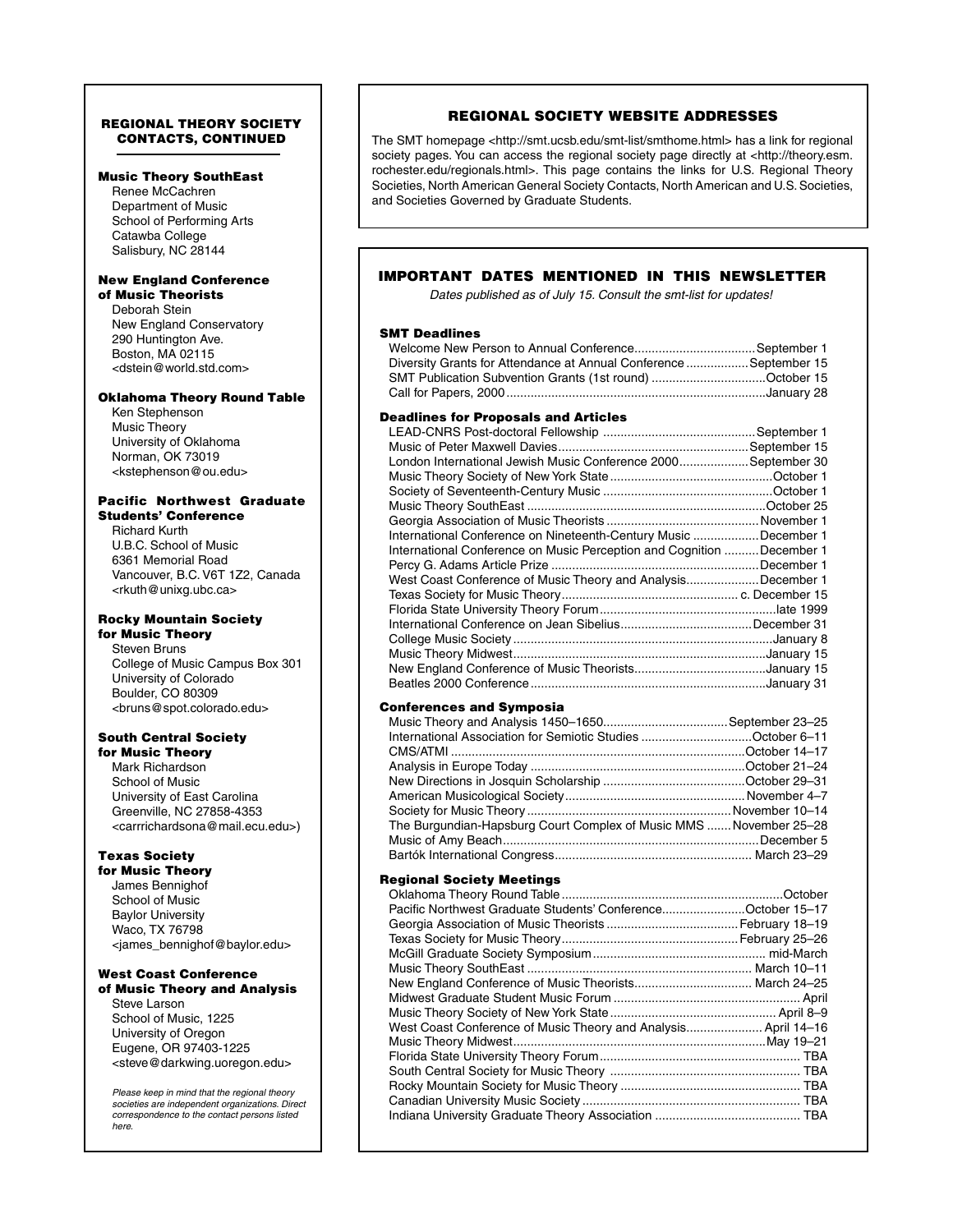## REGIONAL THEORY SOCIETY CONTACTS, CONTINUED

**Music Theory SouthEast**
Renee McCachren
Department of Music
School of Performing Arts
Catawba College
Salisbury, NC 28144

**New England Conference of Music Theorists**
Deborah Stein
New England Conservatory
290 Huntington Ave.
Boston, MA 02115
<dstein@world.std.com>

**Oklahoma Theory Round Table**
Ken Stephenson
Music Theory
University of Oklahoma
Norman, OK 73019
<kstephenson@ou.edu>

**Pacific Northwest Graduate Students' Conference**
Richard Kurth
U.B.C. School of Music
6361 Memorial Road
Vancouver, B.C. V6T 1Z2, Canada
<rkuth@unixg.ubc.ca>

**Rocky Mountain Society for Music Theory**
Steven Bruns
College of Music Campus Box 301
University of Colorado
Boulder, CO 80309
<bruns@spot.colorado.edu>

**South Central Society for Music Theory**
Mark Richardson
School of Music
University of East Carolina
Greenville, NC 27858-4353
<carrrichardsona@mail.ecu.edu>)

**Texas Society for Music Theory**
James Bennighof
School of Music
Baylor University
Waco, TX 76798
<james_bennighof@baylor.edu>

**West Coast Conference of Music Theory and Analysis**
Steve Larson
School of Music, 1225
University of Oregon
Eugene, OR 97403-1225
<steve@darkwing.uoregon.edu>

*Please keep in mind that the regional theory societies are independent organizations. Direct correspondence to the contact persons listed here.*

## REGIONAL SOCIETY WEBSITE ADDRESSES

The SMT homepage <http://smt.ucsb.edu/smt-list/smthome.html> has a link for regional society pages. You can access the regional society page directly at <http://theory.esm.rochester.edu/regionals.html>. This page contains the links for U.S. Regional Theory Societies, North American General Society Contacts, North American and U.S. Societies, and Societies Governed by Graduate Students.

## IMPORTANT DATES MENTIONED IN THIS NEWSLETTER

*Dates published as of July 15. Consult the smt-list for updates!*

### SMT Deadlines

| | |
|---|---|
| Welcome New Person to Annual Conference | September 1 |
| Diversity Grants for Attendance at Annual Conference | September 15 |
| SMT Publication Subvention Grants (1st round) | October 15 |
| Call for Papers, 2000 | January 28 |

### Deadlines for Proposals and Articles

| | |
|---|---|
| LEAD-CNRS Post-doctoral Fellowship | September 1 |
| Music of Peter Maxwell Davies | September 15 |
| London International Jewish Music Conference 2000 | September 30 |
| Music Theory Society of New York State | October 1 |
| Society of Seventeenth-Century Music | October 1 |
| Music Theory SouthEast | October 25 |
| Georgia Association of Music Theorists | November 1 |
| International Conference on Nineteenth-Century Music | December 1 |
| International Conference on Music Perception and Cognition | December 1 |
| Percy G. Adams Article Prize | December 1 |
| West Coast Conference of Music Theory and Analysis | December 1 |
| Texas Society for Music Theory | c. December 15 |
| Florida State University Theory Forum | late 1999 |
| International Conference on Jean Sibelius | December 31 |
| College Music Society | January 8 |
| Music Theory Midwest | January 15 |
| New England Conference of Music Theorists | January 15 |
| Beatles 2000 Conference | January 31 |

### Conferences and Symposia

| | |
|---|---|
| Music Theory and Analysis 1450–1650 | September 23–25 |
| International Association for Semiotic Studies | October 6–11 |
| CMS/ATMI | October 14–17 |
| Analysis in Europe Today | October 21–24 |
| New Directions in Josquin Scholarship | October 29–31 |
| American Musicological Society | November 4–7 |
| Society for Music Theory | November 10–14 |
| The Burgundian-Hapsburg Court Complex of Music MMS | November 25–28 |
| Music of Amy Beach | December 5 |
| Bartók International Congress | March 23–29 |

### Regional Society Meetings

| | |
|---|---|
| Oklahoma Theory Round Table | October |
| Pacific Northwest Graduate Students' Conference | October 15–17 |
| Georgia Association of Music Theorists | February 18–19 |
| Texas Society for Music Theory | February 25–26 |
| McGill Graduate Society Symposium | mid-March |
| Music Theory SouthEast | March 10–11 |
| New England Conference of Music Theorists | March 24–25 |
| Midwest Graduate Student Music Forum | April |
| Music Theory Society of New York State | April 8–9 |
| West Coast Conference of Music Theory and Analysis | April 14–16 |
| Music Theory Midwest | May 19–21 |
| Florida State University Theory Forum | TBA |
| South Central Society for Music Theory | TBA |
| Rocky Mountain Society for Music Theory | TBA |
| Canadian University Music Society | TBA |
| Indiana University Graduate Theory Association | TBA |